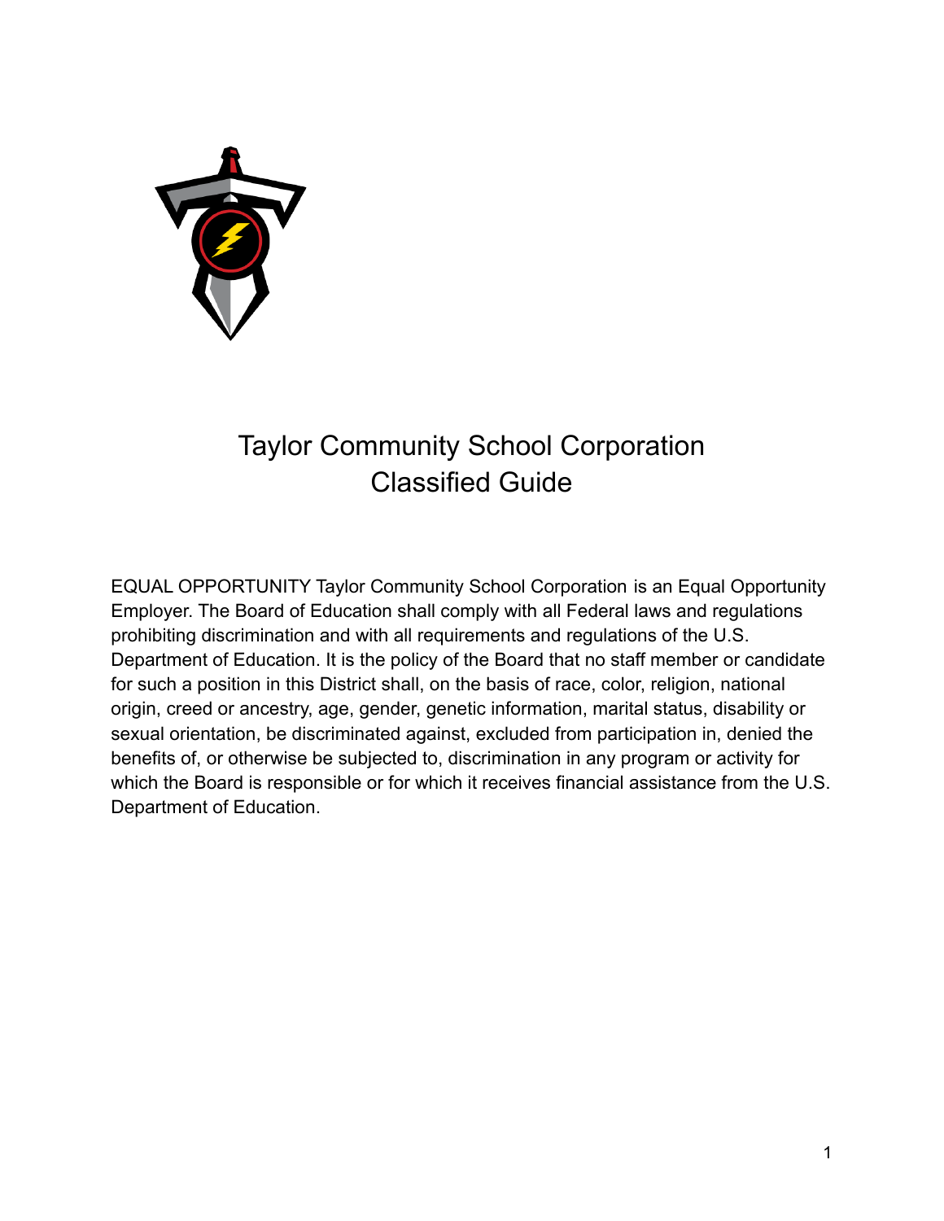# Taylor Community School Corporation
# Classified Guide

EQUAL OPPORTUNITY Taylor Community School Corporation is an Equal Opportunity Employer. The Board of Education shall comply with all Federal laws and regulations prohibiting discrimination and with all requirements and regulations of the U.S. Department of Education. It is the policy of the Board that no staff member or candidate for such a position in this District shall, on the basis of race, color, religion, national origin, creed or ancestry, age, gender, genetic information, marital status, disability or sexual orientation, be discriminated against, excluded from participation in, denied the benefits of, or otherwise be subjected to, discrimination in any program or activity for which the Board is responsible or for which it receives financial assistance from the U.S. Department of Education.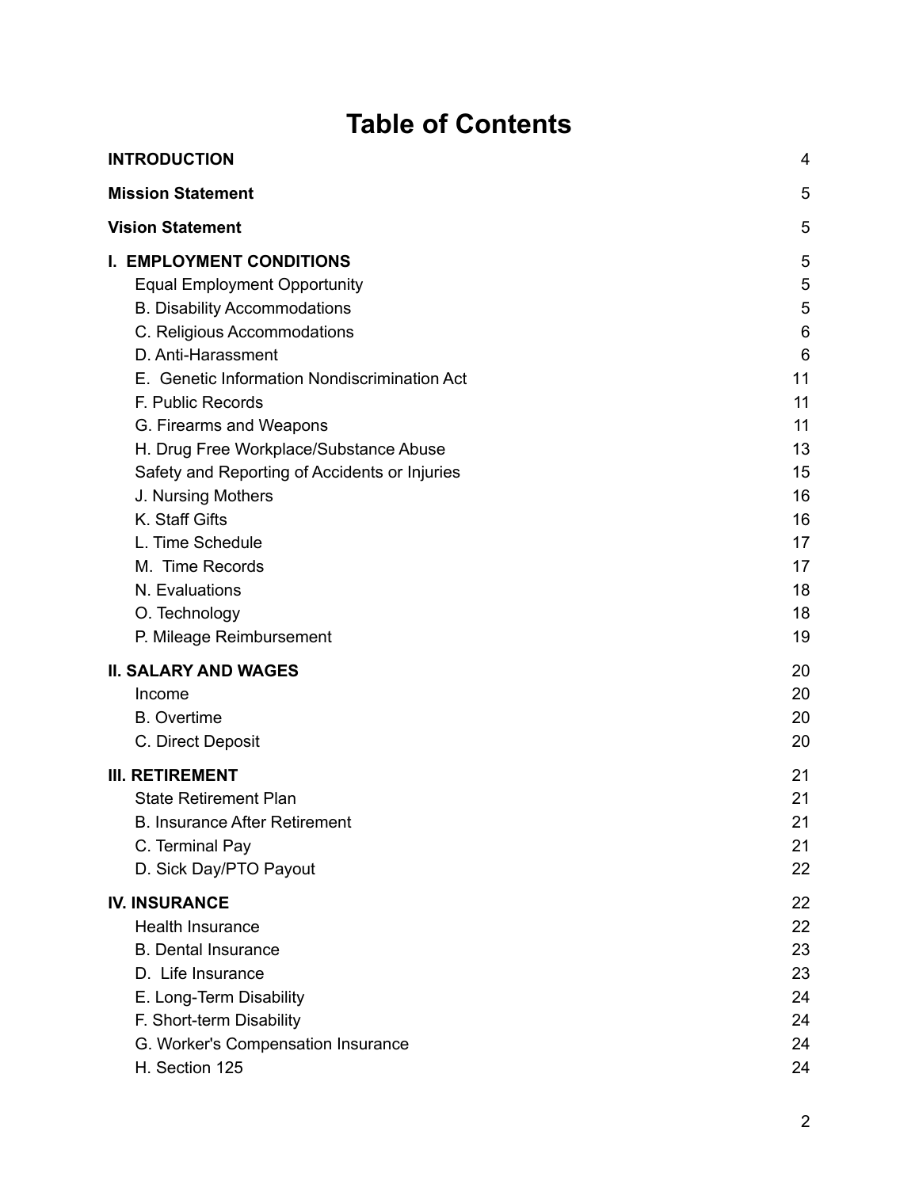# Table of Contents

| | |
|---|---|
| **INTRODUCTION** | 4 |
| **Mission Statement** | 5 |
| **Vision Statement** | 5 |
| **I. EMPLOYMENT CONDITIONS** | 5 |
| Equal Employment Opportunity | 5 |
| B. Disability Accommodations | 5 |
| C. Religious Accommodations | 6 |
| D. Anti-Harassment | 6 |
| E. Genetic Information Nondiscrimination Act | 11 |
| F. Public Records | 11 |
| G. Firearms and Weapons | 11 |
| H. Drug Free Workplace/Substance Abuse | 13 |
| Safety and Reporting of Accidents or Injuries | 15 |
| J. Nursing Mothers | 16 |
| K. Staff Gifts | 16 |
| L. Time Schedule | 17 |
| M. Time Records | 17 |
| N. Evaluations | 18 |
| O. Technology | 18 |
| P. Mileage Reimbursement | 19 |
| **II. SALARY AND WAGES** | 20 |
| Income | 20 |
| B. Overtime | 20 |
| C. Direct Deposit | 20 |
| **III. RETIREMENT** | 21 |
| State Retirement Plan | 21 |
| B. Insurance After Retirement | 21 |
| C. Terminal Pay | 21 |
| D. Sick Day/PTO Payout | 22 |
| **IV. INSURANCE** | 22 |
| Health Insurance | 22 |
| B. Dental Insurance | 23 |
| D. Life Insurance | 23 |
| E. Long-Term Disability | 24 |
| F. Short-term Disability | 24 |
| G. Worker's Compensation Insurance | 24 |
| H. Section 125 | 24 |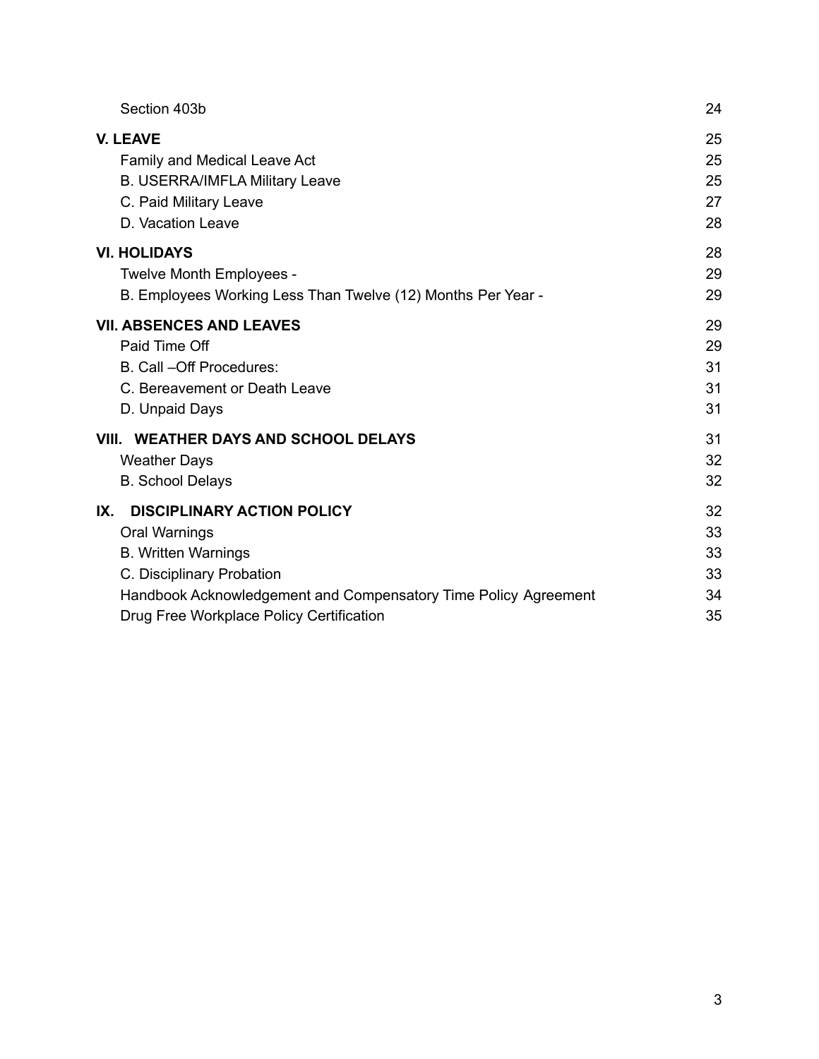| | |
|---|---|
| Section 403b | 24 |
| **V. LEAVE** | 25 |
| Family and Medical Leave Act | 25 |
| B. USERRA/IMFLA Military Leave | 25 |
| C. Paid Military Leave | 27 |
| D. Vacation Leave | 28 |
| **VI. HOLIDAYS** | 28 |
| Twelve Month Employees - | 29 |
| B. Employees Working Less Than Twelve (12) Months Per Year - | 29 |
| **VII. ABSENCES AND LEAVES** | 29 |
| Paid Time Off | 29 |
| B. Call –Off Procedures: | 31 |
| C. Bereavement or Death Leave | 31 |
| D. Unpaid Days | 31 |
| **VIII. WEATHER DAYS AND SCHOOL DELAYS** | 31 |
| Weather Days | 32 |
| B. School Delays | 32 |
| **IX. DISCIPLINARY ACTION POLICY** | 32 |
| Oral Warnings | 33 |
| B. Written Warnings | 33 |
| C. Disciplinary Probation | 33 |
| Handbook Acknowledgement and Compensatory Time Policy Agreement | 34 |
| Drug Free Workplace Policy Certification | 35 |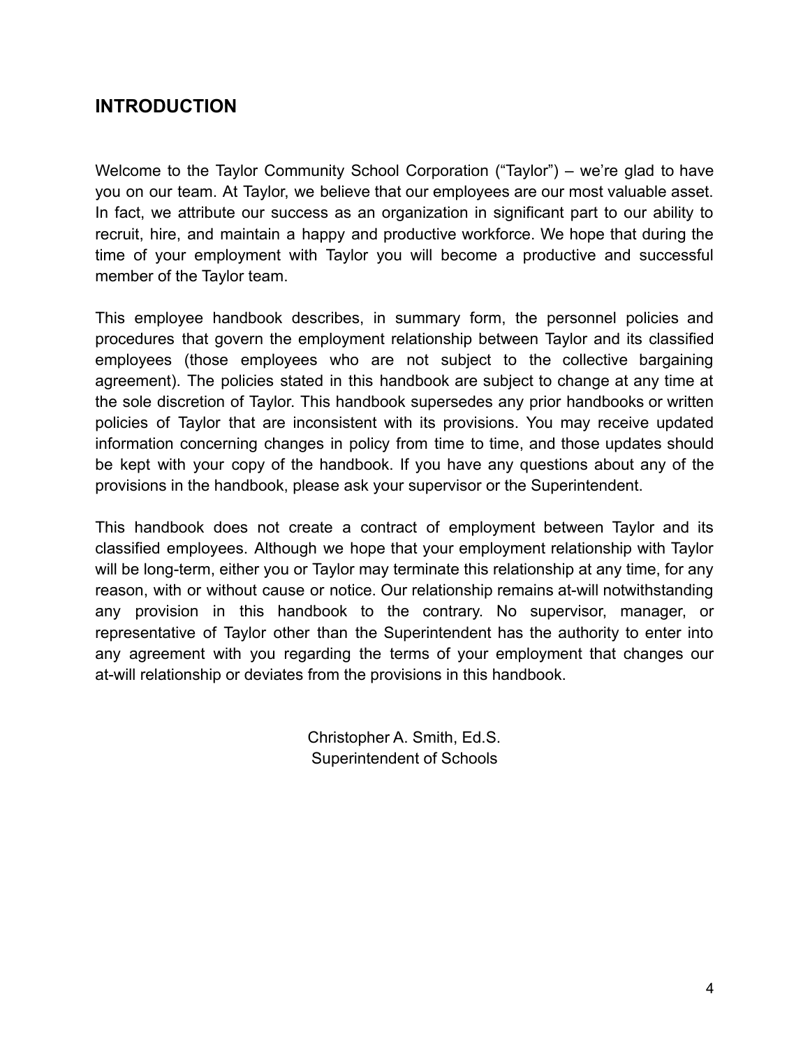## INTRODUCTION

Welcome to the Taylor Community School Corporation ("Taylor") – we're glad to have you on our team. At Taylor, we believe that our employees are our most valuable asset. In fact, we attribute our success as an organization in significant part to our ability to recruit, hire, and maintain a happy and productive workforce. We hope that during the time of your employment with Taylor you will become a productive and successful member of the Taylor team.

This employee handbook describes, in summary form, the personnel policies and procedures that govern the employment relationship between Taylor and its classified employees (those employees who are not subject to the collective bargaining agreement). The policies stated in this handbook are subject to change at any time at the sole discretion of Taylor. This handbook supersedes any prior handbooks or written policies of Taylor that are inconsistent with its provisions. You may receive updated information concerning changes in policy from time to time, and those updates should be kept with your copy of the handbook. If you have any questions about any of the provisions in the handbook, please ask your supervisor or the Superintendent.

This handbook does not create a contract of employment between Taylor and its classified employees. Although we hope that your employment relationship with Taylor will be long-term, either you or Taylor may terminate this relationship at any time, for any reason, with or without cause or notice. Our relationship remains at-will notwithstanding any provision in this handbook to the contrary. No supervisor, manager, or representative of Taylor other than the Superintendent has the authority to enter into any agreement with you regarding the terms of your employment that changes our at-will relationship or deviates from the provisions in this handbook.

Christopher A. Smith, Ed.S.
Superintendent of Schools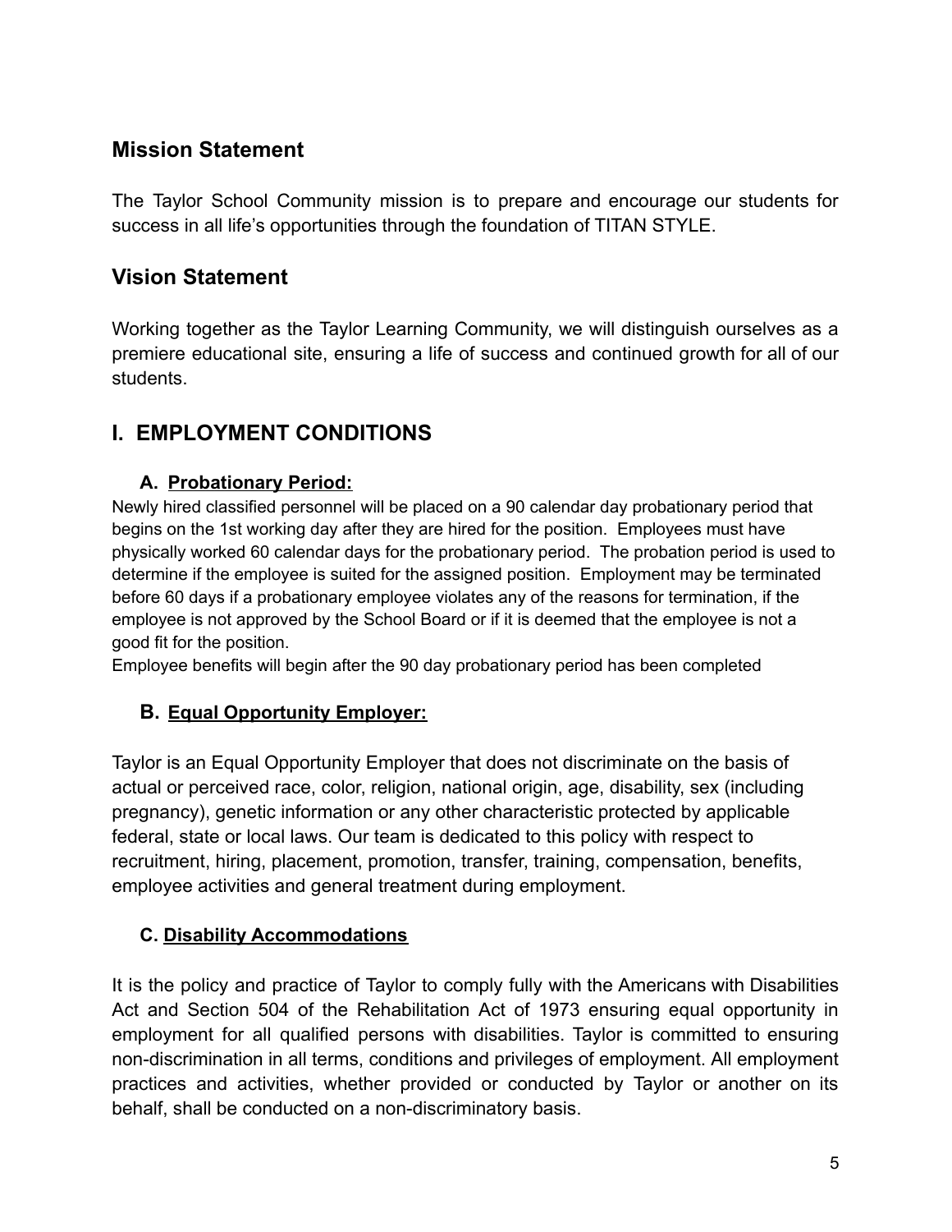## Mission Statement

The Taylor School Community mission is to prepare and encourage our students for success in all life's opportunities through the foundation of TITAN STYLE.

## Vision Statement

Working together as the Taylor Learning Community, we will distinguish ourselves as a premiere educational site, ensuring a life of success and continued growth for all of our students.

## I. EMPLOYMENT CONDITIONS

### A. Probationary Period:

Newly hired classified personnel will be placed on a 90 calendar day probationary period that begins on the 1st working day after they are hired for the position. Employees must have physically worked 60 calendar days for the probationary period. The probation period is used to determine if the employee is suited for the assigned position. Employment may be terminated before 60 days if a probationary employee violates any of the reasons for termination, if the employee is not approved by the School Board or if it is deemed that the employee is not a good fit for the position.

Employee benefits will begin after the 90 day probationary period has been completed

### B. Equal Opportunity Employer:

Taylor is an Equal Opportunity Employer that does not discriminate on the basis of actual or perceived race, color, religion, national origin, age, disability, sex (including pregnancy), genetic information or any other characteristic protected by applicable federal, state or local laws. Our team is dedicated to this policy with respect to recruitment, hiring, placement, promotion, transfer, training, compensation, benefits, employee activities and general treatment during employment.

### C. Disability Accommodations

It is the policy and practice of Taylor to comply fully with the Americans with Disabilities Act and Section 504 of the Rehabilitation Act of 1973 ensuring equal opportunity in employment for all qualified persons with disabilities. Taylor is committed to ensuring non-discrimination in all terms, conditions and privileges of employment. All employment practices and activities, whether provided or conducted by Taylor or another on its behalf, shall be conducted on a non-discriminatory basis.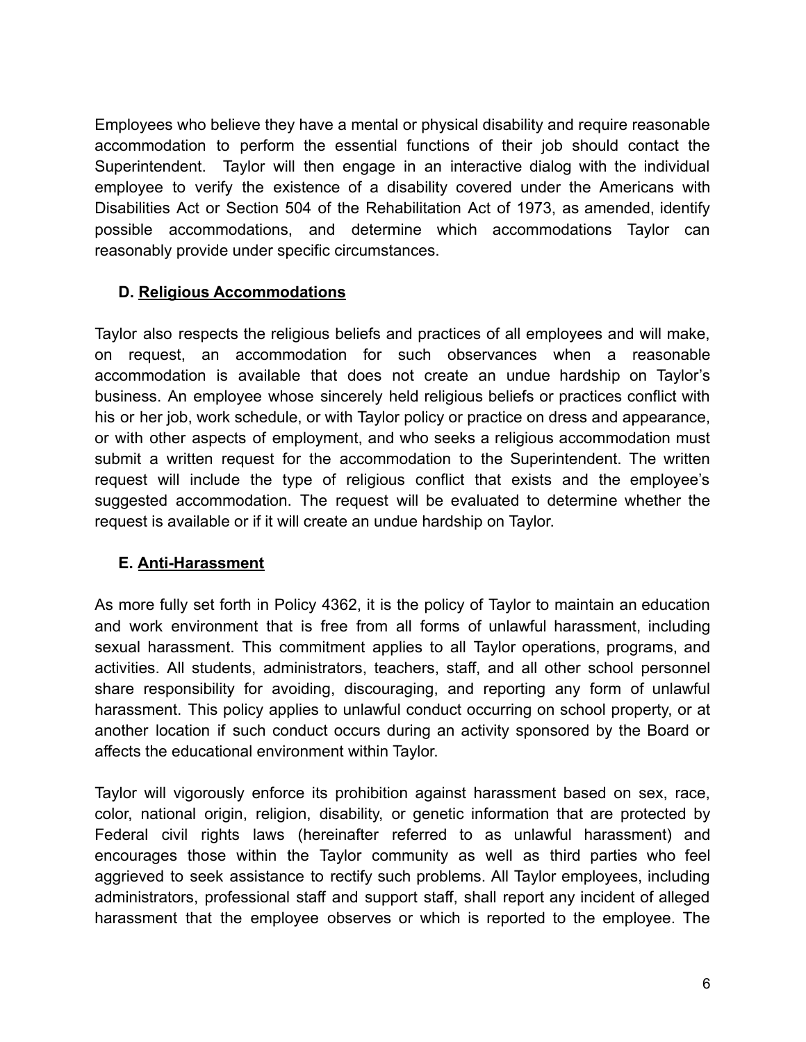Employees who believe they have a mental or physical disability and require reasonable accommodation to perform the essential functions of their job should contact the Superintendent. Taylor will then engage in an interactive dialog with the individual employee to verify the existence of a disability covered under the Americans with Disabilities Act or Section 504 of the Rehabilitation Act of 1973, as amended, identify possible accommodations, and determine which accommodations Taylor can reasonably provide under specific circumstances.

### D. Religious Accommodations

Taylor also respects the religious beliefs and practices of all employees and will make, on request, an accommodation for such observances when a reasonable accommodation is available that does not create an undue hardship on Taylor's business. An employee whose sincerely held religious beliefs or practices conflict with his or her job, work schedule, or with Taylor policy or practice on dress and appearance, or with other aspects of employment, and who seeks a religious accommodation must submit a written request for the accommodation to the Superintendent. The written request will include the type of religious conflict that exists and the employee's suggested accommodation. The request will be evaluated to determine whether the request is available or if it will create an undue hardship on Taylor.

### E. Anti-Harassment

As more fully set forth in Policy 4362, it is the policy of Taylor to maintain an education and work environment that is free from all forms of unlawful harassment, including sexual harassment. This commitment applies to all Taylor operations, programs, and activities. All students, administrators, teachers, staff, and all other school personnel share responsibility for avoiding, discouraging, and reporting any form of unlawful harassment. This policy applies to unlawful conduct occurring on school property, or at another location if such conduct occurs during an activity sponsored by the Board or affects the educational environment within Taylor.

Taylor will vigorously enforce its prohibition against harassment based on sex, race, color, national origin, religion, disability, or genetic information that are protected by Federal civil rights laws (hereinafter referred to as unlawful harassment) and encourages those within the Taylor community as well as third parties who feel aggrieved to seek assistance to rectify such problems. All Taylor employees, including administrators, professional staff and support staff, shall report any incident of alleged harassment that the employee observes or which is reported to the employee. The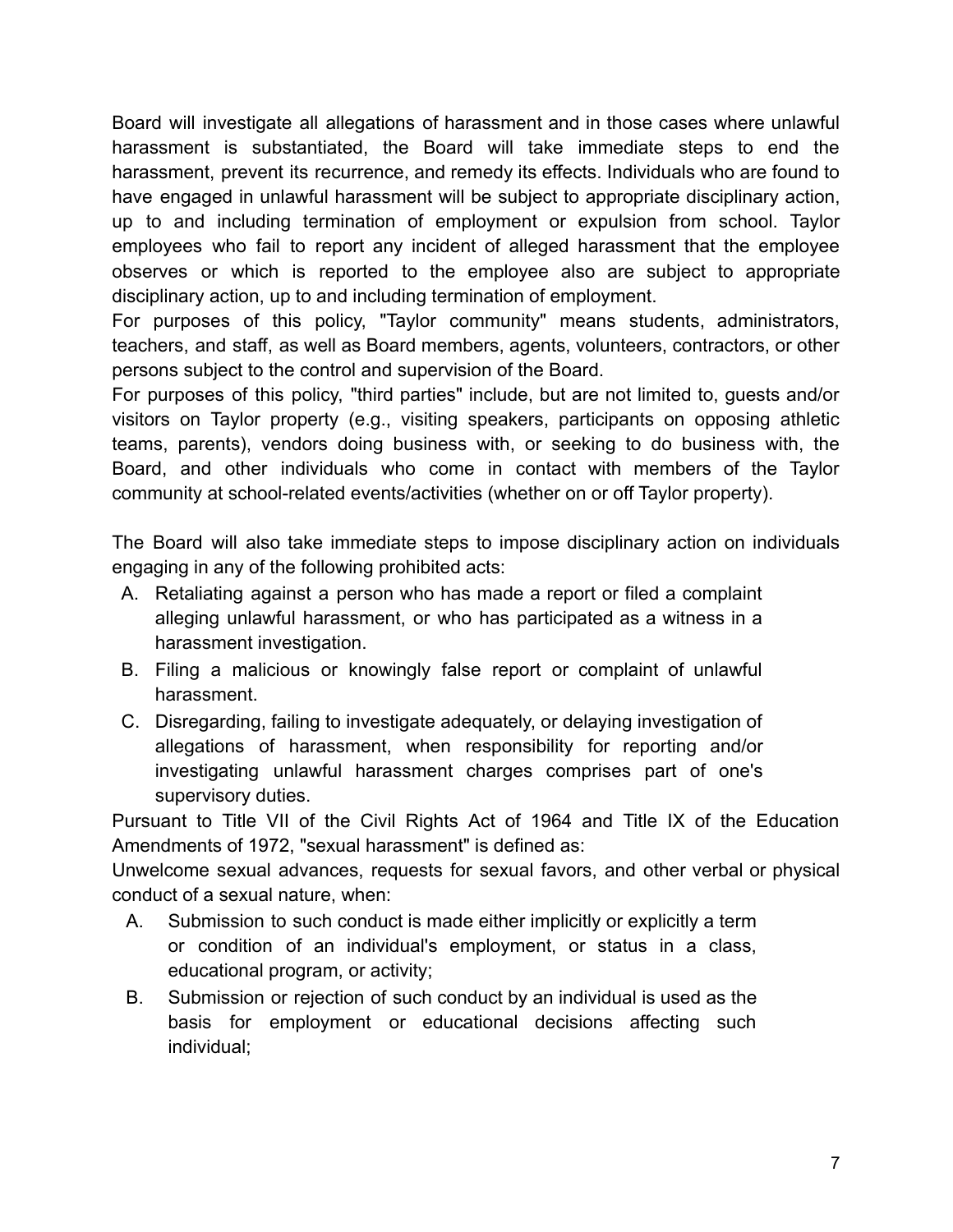Board will investigate all allegations of harassment and in those cases where unlawful harassment is substantiated, the Board will take immediate steps to end the harassment, prevent its recurrence, and remedy its effects. Individuals who are found to have engaged in unlawful harassment will be subject to appropriate disciplinary action, up to and including termination of employment or expulsion from school. Taylor employees who fail to report any incident of alleged harassment that the employee observes or which is reported to the employee also are subject to appropriate disciplinary action, up to and including termination of employment.

For purposes of this policy, "Taylor community" means students, administrators, teachers, and staff, as well as Board members, agents, volunteers, contractors, or other persons subject to the control and supervision of the Board.

For purposes of this policy, "third parties" include, but are not limited to, guests and/or visitors on Taylor property (e.g., visiting speakers, participants on opposing athletic teams, parents), vendors doing business with, or seeking to do business with, the Board, and other individuals who come in contact with members of the Taylor community at school-related events/activities (whether on or off Taylor property).

The Board will also take immediate steps to impose disciplinary action on individuals engaging in any of the following prohibited acts:

A. Retaliating against a person who has made a report or filed a complaint alleging unlawful harassment, or who has participated as a witness in a harassment investigation.
B. Filing a malicious or knowingly false report or complaint of unlawful harassment.
C. Disregarding, failing to investigate adequately, or delaying investigation of allegations of harassment, when responsibility for reporting and/or investigating unlawful harassment charges comprises part of one's supervisory duties.

Pursuant to Title VII of the Civil Rights Act of 1964 and Title IX of the Education Amendments of 1972, "sexual harassment" is defined as:

Unwelcome sexual advances, requests for sexual favors, and other verbal or physical conduct of a sexual nature, when:

A. Submission to such conduct is made either implicitly or explicitly a term or condition of an individual's employment, or status in a class, educational program, or activity;
B. Submission or rejection of such conduct by an individual is used as the basis for employment or educational decisions affecting such individual;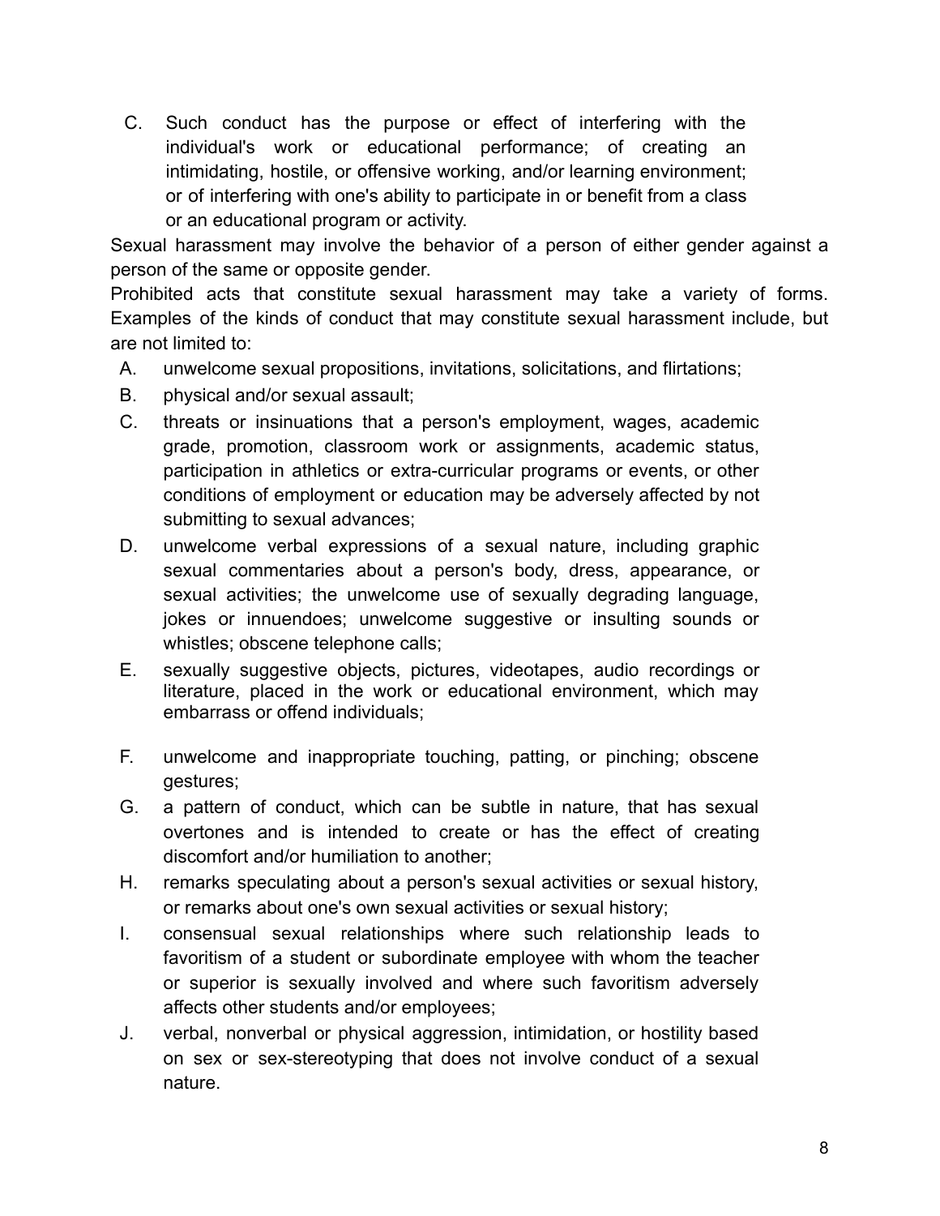C. Such conduct has the purpose or effect of interfering with the individual's work or educational performance; of creating an intimidating, hostile, or offensive working, and/or learning environment; or of interfering with one's ability to participate in or benefit from a class or an educational program or activity.

Sexual harassment may involve the behavior of a person of either gender against a person of the same or opposite gender.

Prohibited acts that constitute sexual harassment may take a variety of forms. Examples of the kinds of conduct that may constitute sexual harassment include, but are not limited to:

A. unwelcome sexual propositions, invitations, solicitations, and flirtations;

B. physical and/or sexual assault;

C. threats or insinuations that a person's employment, wages, academic grade, promotion, classroom work or assignments, academic status, participation in athletics or extra-curricular programs or events, or other conditions of employment or education may be adversely affected by not submitting to sexual advances;

D. unwelcome verbal expressions of a sexual nature, including graphic sexual commentaries about a person's body, dress, appearance, or sexual activities; the unwelcome use of sexually degrading language, jokes or innuendoes; unwelcome suggestive or insulting sounds or whistles; obscene telephone calls;

E. sexually suggestive objects, pictures, videotapes, audio recordings or literature, placed in the work or educational environment, which may embarrass or offend individuals;

F. unwelcome and inappropriate touching, patting, or pinching; obscene gestures;

G. a pattern of conduct, which can be subtle in nature, that has sexual overtones and is intended to create or has the effect of creating discomfort and/or humiliation to another;

H. remarks speculating about a person's sexual activities or sexual history, or remarks about one's own sexual activities or sexual history;

I. consensual sexual relationships where such relationship leads to favoritism of a student or subordinate employee with whom the teacher or superior is sexually involved and where such favoritism adversely affects other students and/or employees;

J. verbal, nonverbal or physical aggression, intimidation, or hostility based on sex or sex-stereotyping that does not involve conduct of a sexual nature.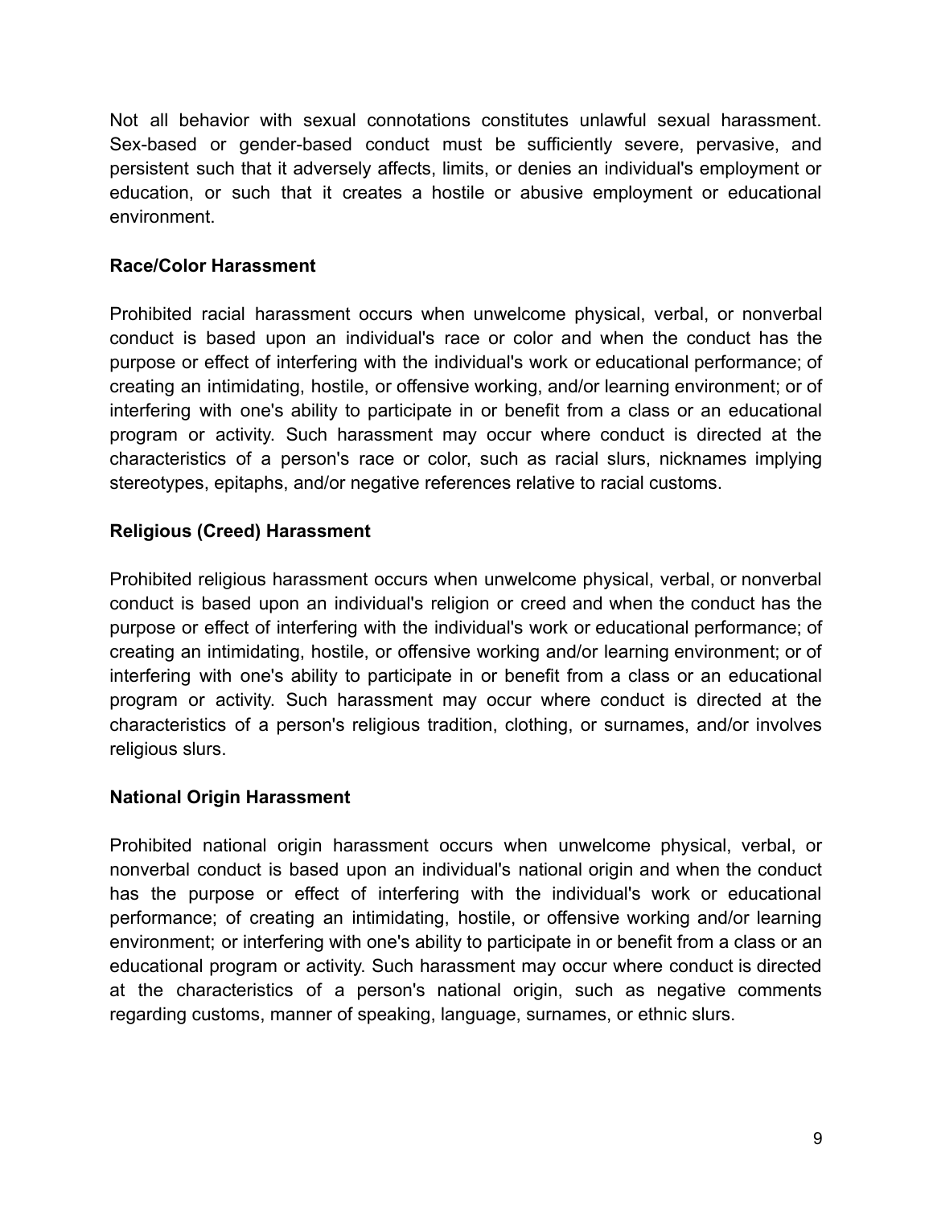Not all behavior with sexual connotations constitutes unlawful sexual harassment. Sex-based or gender-based conduct must be sufficiently severe, pervasive, and persistent such that it adversely affects, limits, or denies an individual's employment or education, or such that it creates a hostile or abusive employment or educational environment.

**Race/Color Harassment**

Prohibited racial harassment occurs when unwelcome physical, verbal, or nonverbal conduct is based upon an individual's race or color and when the conduct has the purpose or effect of interfering with the individual's work or educational performance; of creating an intimidating, hostile, or offensive working, and/or learning environment; or of interfering with one's ability to participate in or benefit from a class or an educational program or activity. Such harassment may occur where conduct is directed at the characteristics of a person's race or color, such as racial slurs, nicknames implying stereotypes, epitaphs, and/or negative references relative to racial customs.

**Religious (Creed) Harassment**

Prohibited religious harassment occurs when unwelcome physical, verbal, or nonverbal conduct is based upon an individual's religion or creed and when the conduct has the purpose or effect of interfering with the individual's work or educational performance; of creating an intimidating, hostile, or offensive working and/or learning environment; or of interfering with one's ability to participate in or benefit from a class or an educational program or activity. Such harassment may occur where conduct is directed at the characteristics of a person's religious tradition, clothing, or surnames, and/or involves religious slurs.

**National Origin Harassment**

Prohibited national origin harassment occurs when unwelcome physical, verbal, or nonverbal conduct is based upon an individual's national origin and when the conduct has the purpose or effect of interfering with the individual's work or educational performance; of creating an intimidating, hostile, or offensive working and/or learning environment; or interfering with one's ability to participate in or benefit from a class or an educational program or activity. Such harassment may occur where conduct is directed at the characteristics of a person's national origin, such as negative comments regarding customs, manner of speaking, language, surnames, or ethnic slurs.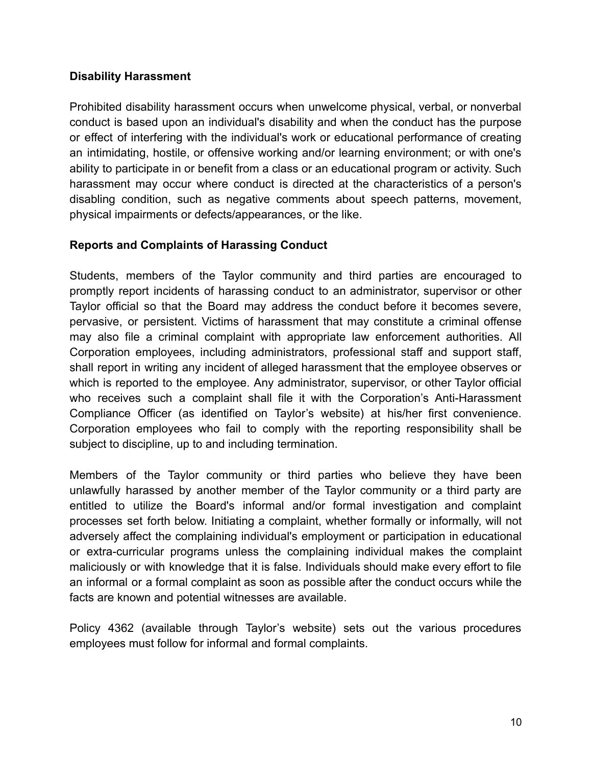**Disability Harassment**

Prohibited disability harassment occurs when unwelcome physical, verbal, or nonverbal conduct is based upon an individual's disability and when the conduct has the purpose or effect of interfering with the individual's work or educational performance of creating an intimidating, hostile, or offensive working and/or learning environment; or with one's ability to participate in or benefit from a class or an educational program or activity. Such harassment may occur where conduct is directed at the characteristics of a person's disabling condition, such as negative comments about speech patterns, movement, physical impairments or defects/appearances, or the like.

**Reports and Complaints of Harassing Conduct**

Students, members of the Taylor community and third parties are encouraged to promptly report incidents of harassing conduct to an administrator, supervisor or other Taylor official so that the Board may address the conduct before it becomes severe, pervasive, or persistent. Victims of harassment that may constitute a criminal offense may also file a criminal complaint with appropriate law enforcement authorities. All Corporation employees, including administrators, professional staff and support staff, shall report in writing any incident of alleged harassment that the employee observes or which is reported to the employee. Any administrator, supervisor, or other Taylor official who receives such a complaint shall file it with the Corporation's Anti-Harassment Compliance Officer (as identified on Taylor's website) at his/her first convenience. Corporation employees who fail to comply with the reporting responsibility shall be subject to discipline, up to and including termination.

Members of the Taylor community or third parties who believe they have been unlawfully harassed by another member of the Taylor community or a third party are entitled to utilize the Board's informal and/or formal investigation and complaint processes set forth below. Initiating a complaint, whether formally or informally, will not adversely affect the complaining individual's employment or participation in educational or extra-curricular programs unless the complaining individual makes the complaint maliciously or with knowledge that it is false. Individuals should make every effort to file an informal or a formal complaint as soon as possible after the conduct occurs while the facts are known and potential witnesses are available.

Policy 4362 (available through Taylor's website) sets out the various procedures employees must follow for informal and formal complaints.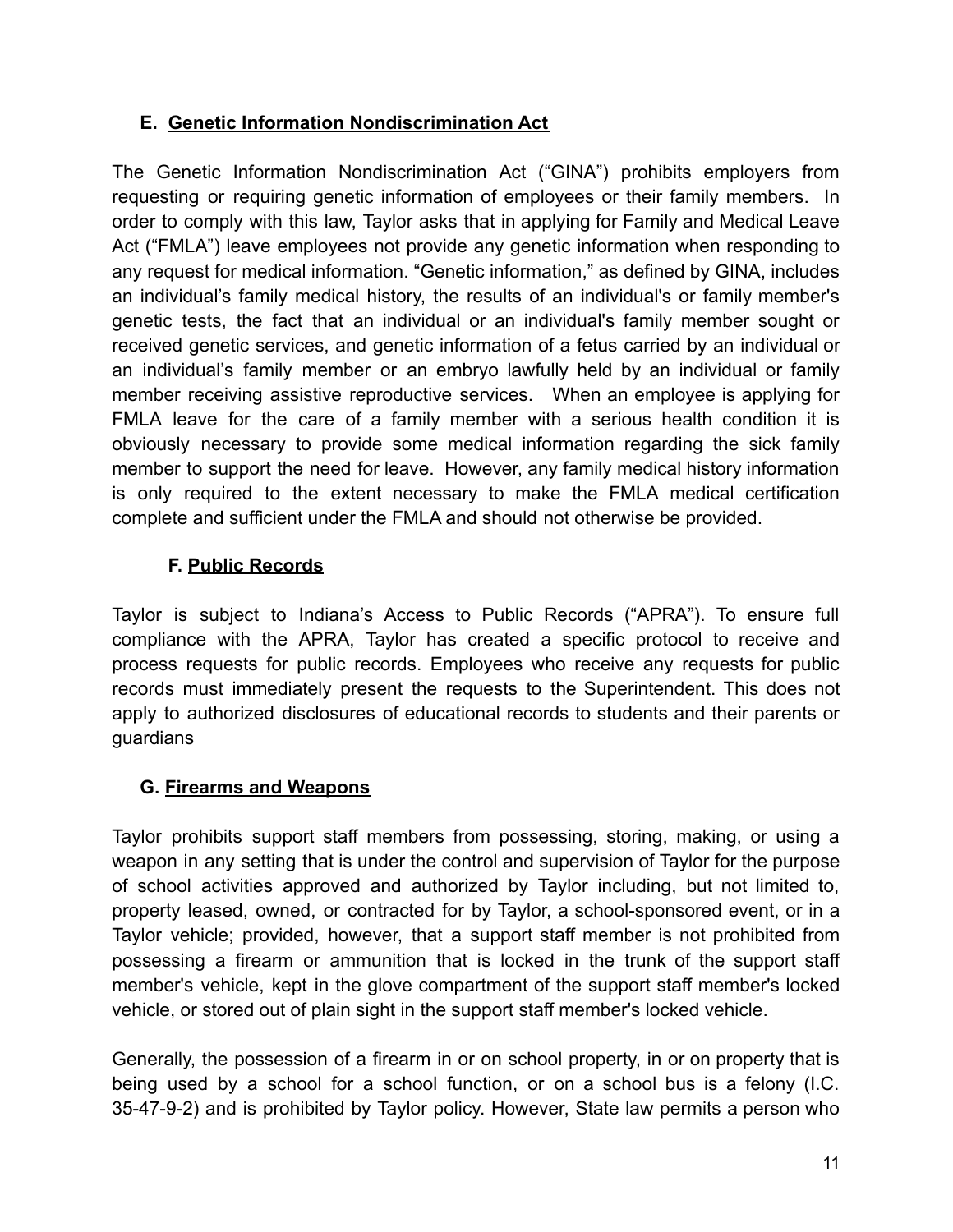### E. Genetic Information Nondiscrimination Act

The Genetic Information Nondiscrimination Act ("GINA") prohibits employers from requesting or requiring genetic information of employees or their family members. In order to comply with this law, Taylor asks that in applying for Family and Medical Leave Act ("FMLA") leave employees not provide any genetic information when responding to any request for medical information. "Genetic information," as defined by GINA, includes an individual's family medical history, the results of an individual's or family member's genetic tests, the fact that an individual or an individual's family member sought or received genetic services, and genetic information of a fetus carried by an individual or an individual's family member or an embryo lawfully held by an individual or family member receiving assistive reproductive services. When an employee is applying for FMLA leave for the care of a family member with a serious health condition it is obviously necessary to provide some medical information regarding the sick family member to support the need for leave. However, any family medical history information is only required to the extent necessary to make the FMLA medical certification complete and sufficient under the FMLA and should not otherwise be provided.

### F. Public Records

Taylor is subject to Indiana's Access to Public Records ("APRA"). To ensure full compliance with the APRA, Taylor has created a specific protocol to receive and process requests for public records. Employees who receive any requests for public records must immediately present the requests to the Superintendent. This does not apply to authorized disclosures of educational records to students and their parents or guardians

### G. Firearms and Weapons

Taylor prohibits support staff members from possessing, storing, making, or using a weapon in any setting that is under the control and supervision of Taylor for the purpose of school activities approved and authorized by Taylor including, but not limited to, property leased, owned, or contracted for by Taylor, a school-sponsored event, or in a Taylor vehicle; provided, however, that a support staff member is not prohibited from possessing a firearm or ammunition that is locked in the trunk of the support staff member's vehicle, kept in the glove compartment of the support staff member's locked vehicle, or stored out of plain sight in the support staff member's locked vehicle.

Generally, the possession of a firearm in or on school property, in or on property that is being used by a school for a school function, or on a school bus is a felony (I.C. 35-47-9-2) and is prohibited by Taylor policy. However, State law permits a person who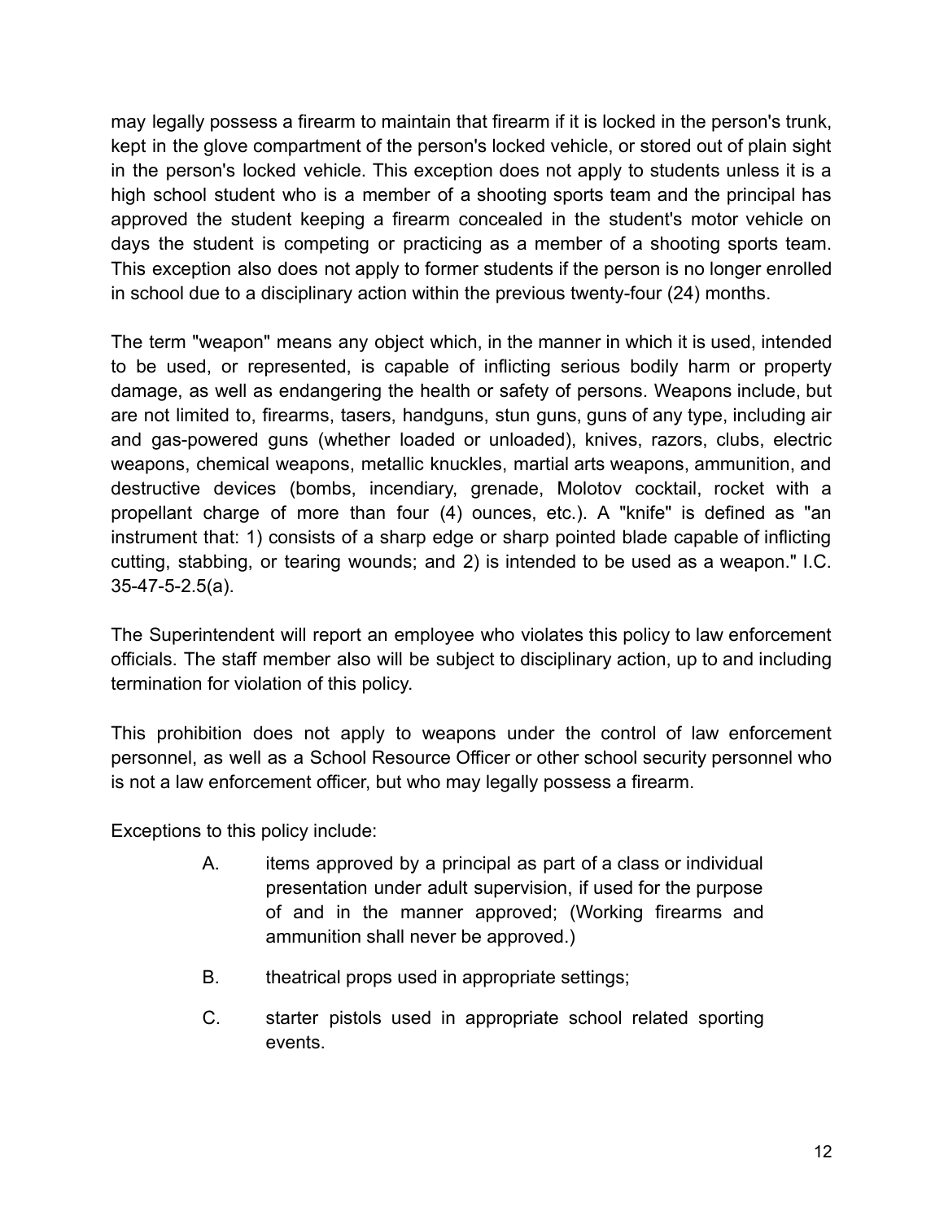may legally possess a firearm to maintain that firearm if it is locked in the person's trunk, kept in the glove compartment of the person's locked vehicle, or stored out of plain sight in the person's locked vehicle. This exception does not apply to students unless it is a high school student who is a member of a shooting sports team and the principal has approved the student keeping a firearm concealed in the student's motor vehicle on days the student is competing or practicing as a member of a shooting sports team. This exception also does not apply to former students if the person is no longer enrolled in school due to a disciplinary action within the previous twenty-four (24) months.

The term "weapon" means any object which, in the manner in which it is used, intended to be used, or represented, is capable of inflicting serious bodily harm or property damage, as well as endangering the health or safety of persons. Weapons include, but are not limited to, firearms, tasers, handguns, stun guns, guns of any type, including air and gas-powered guns (whether loaded or unloaded), knives, razors, clubs, electric weapons, chemical weapons, metallic knuckles, martial arts weapons, ammunition, and destructive devices (bombs, incendiary, grenade, Molotov cocktail, rocket with a propellant charge of more than four (4) ounces, etc.). A "knife" is defined as "an instrument that: 1) consists of a sharp edge or sharp pointed blade capable of inflicting cutting, stabbing, or tearing wounds; and 2) is intended to be used as a weapon." I.C. 35-47-5-2.5(a).

The Superintendent will report an employee who violates this policy to law enforcement officials. The staff member also will be subject to disciplinary action, up to and including termination for violation of this policy.

This prohibition does not apply to weapons under the control of law enforcement personnel, as well as a School Resource Officer or other school security personnel who is not a law enforcement officer, but who may legally possess a firearm.

Exceptions to this policy include:

A. items approved by a principal as part of a class or individual presentation under adult supervision, if used for the purpose of and in the manner approved; (Working firearms and ammunition shall never be approved.)

B. theatrical props used in appropriate settings;

C. starter pistols used in appropriate school related sporting events.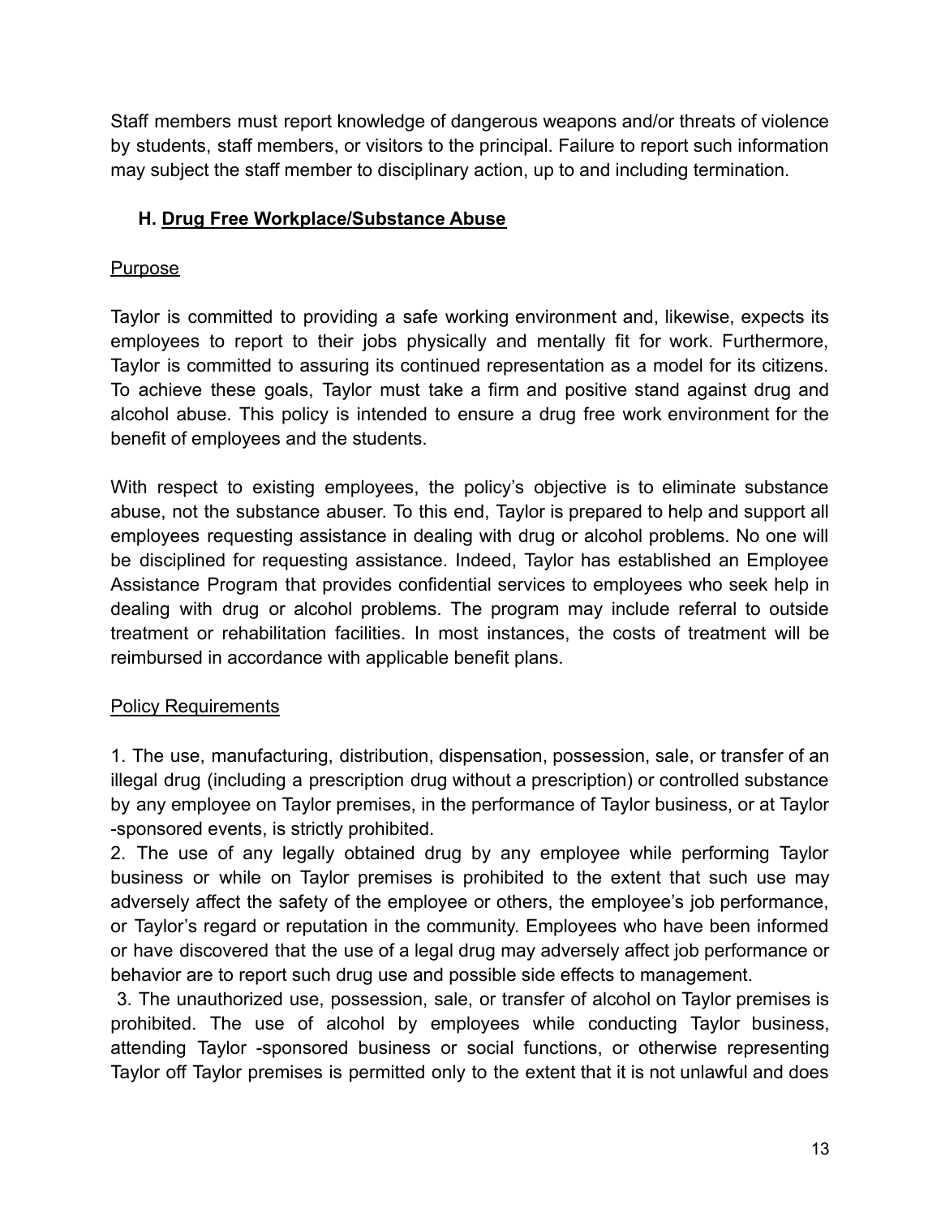Staff members must report knowledge of dangerous weapons and/or threats of violence by students, staff members, or visitors to the principal. Failure to report such information may subject the staff member to disciplinary action, up to and including termination.

### H. Drug Free Workplace/Substance Abuse

Purpose

Taylor is committed to providing a safe working environment and, likewise, expects its employees to report to their jobs physically and mentally fit for work. Furthermore, Taylor is committed to assuring its continued representation as a model for its citizens. To achieve these goals, Taylor must take a firm and positive stand against drug and alcohol abuse. This policy is intended to ensure a drug free work environment for the benefit of employees and the students.

With respect to existing employees, the policy's objective is to eliminate substance abuse, not the substance abuser. To this end, Taylor is prepared to help and support all employees requesting assistance in dealing with drug or alcohol problems. No one will be disciplined for requesting assistance. Indeed, Taylor has established an Employee Assistance Program that provides confidential services to employees who seek help in dealing with drug or alcohol problems. The program may include referral to outside treatment or rehabilitation facilities. In most instances, the costs of treatment will be reimbursed in accordance with applicable benefit plans.

Policy Requirements

1. The use, manufacturing, distribution, dispensation, possession, sale, or transfer of an illegal drug (including a prescription drug without a prescription) or controlled substance by any employee on Taylor premises, in the performance of Taylor business, or at Taylor -sponsored events, is strictly prohibited.
2. The use of any legally obtained drug by any employee while performing Taylor business or while on Taylor premises is prohibited to the extent that such use may adversely affect the safety of the employee or others, the employee's job performance, or Taylor's regard or reputation in the community. Employees who have been informed or have discovered that the use of a legal drug may adversely affect job performance or behavior are to report such drug use and possible side effects to management.
3. The unauthorized use, possession, sale, or transfer of alcohol on Taylor premises is prohibited. The use of alcohol by employees while conducting Taylor business, attending Taylor -sponsored business or social functions, or otherwise representing Taylor off Taylor premises is permitted only to the extent that it is not unlawful and does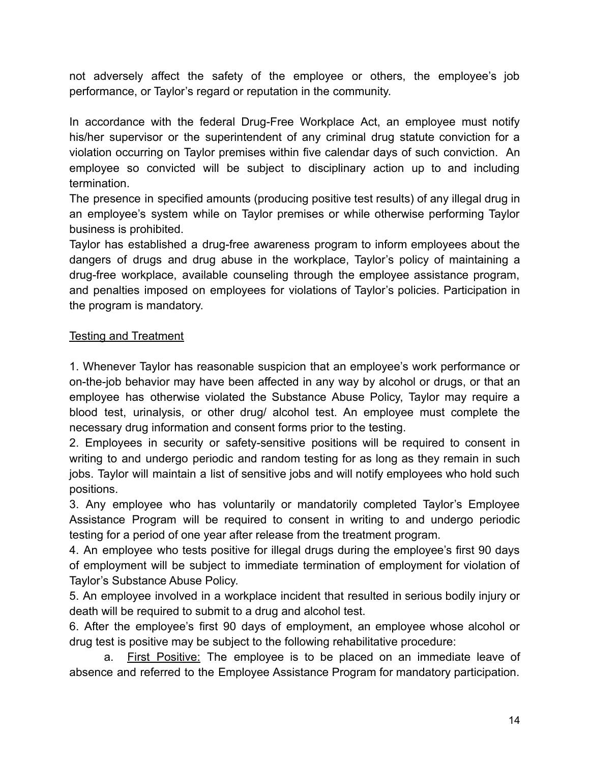not adversely affect the safety of the employee or others, the employee's job performance, or Taylor's regard or reputation in the community.

In accordance with the federal Drug-Free Workplace Act, an employee must notify his/her supervisor or the superintendent of any criminal drug statute conviction for a violation occurring on Taylor premises within five calendar days of such conviction. An employee so convicted will be subject to disciplinary action up to and including termination.

The presence in specified amounts (producing positive test results) of any illegal drug in an employee's system while on Taylor premises or while otherwise performing Taylor business is prohibited.

Taylor has established a drug-free awareness program to inform employees about the dangers of drugs and drug abuse in the workplace, Taylor's policy of maintaining a drug-free workplace, available counseling through the employee assistance program, and penalties imposed on employees for violations of Taylor's policies. Participation in the program is mandatory.

<u>Testing and Treatment</u>

1. Whenever Taylor has reasonable suspicion that an employee's work performance or on-the-job behavior may have been affected in any way by alcohol or drugs, or that an employee has otherwise violated the Substance Abuse Policy, Taylor may require a blood test, urinalysis, or other drug/ alcohol test. An employee must complete the necessary drug information and consent forms prior to the testing.
2. Employees in security or safety-sensitive positions will be required to consent in writing to and undergo periodic and random testing for as long as they remain in such jobs. Taylor will maintain a list of sensitive jobs and will notify employees who hold such positions.
3. Any employee who has voluntarily or mandatorily completed Taylor's Employee Assistance Program will be required to consent in writing to and undergo periodic testing for a period of one year after release from the treatment program.
4. An employee who tests positive for illegal drugs during the employee's first 90 days of employment will be subject to immediate termination of employment for violation of Taylor's Substance Abuse Policy.
5. An employee involved in a workplace incident that resulted in serious bodily injury or death will be required to submit to a drug and alcohol test.
6. After the employee's first 90 days of employment, an employee whose alcohol or drug test is positive may be subject to the following rehabilitative procedure:

    a. <u>First Positive:</u> The employee is to be placed on an immediate leave of absence and referred to the Employee Assistance Program for mandatory participation.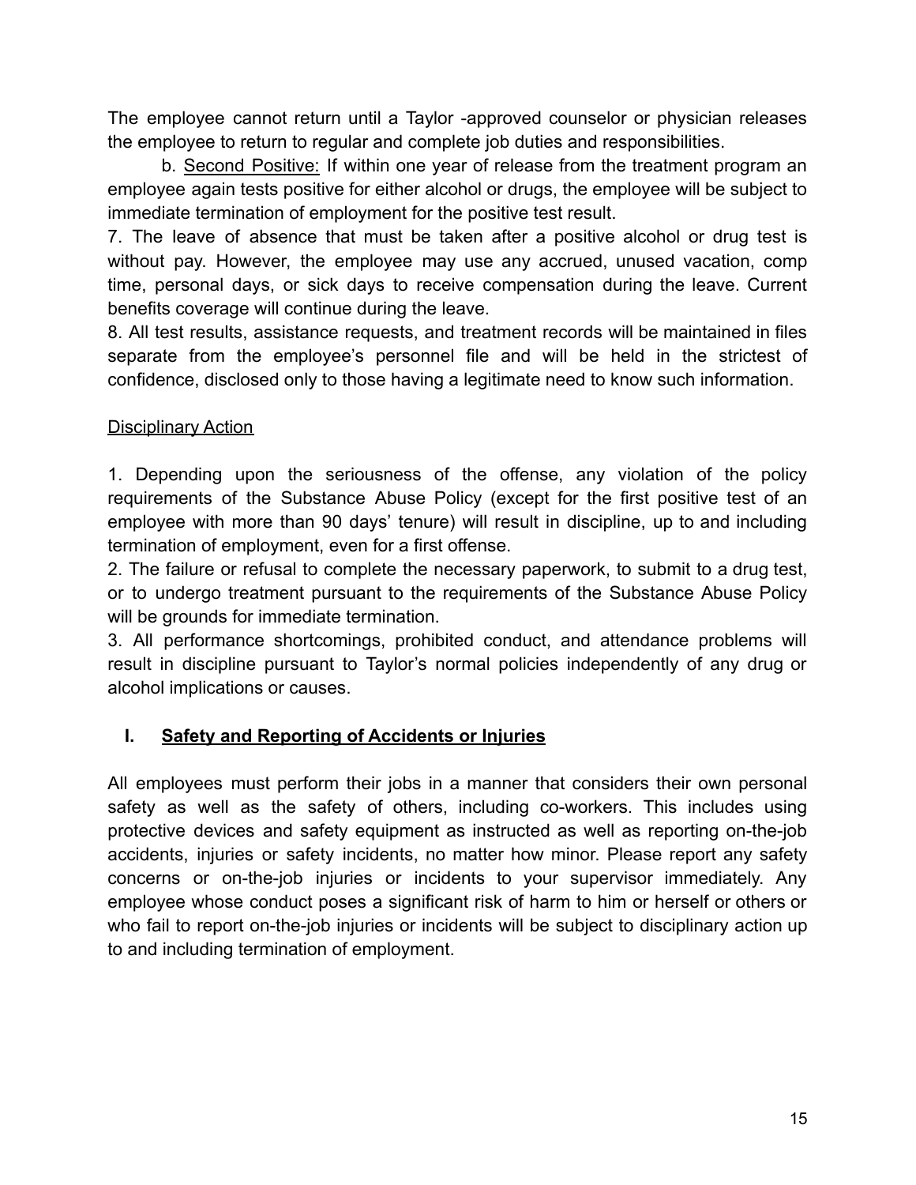The employee cannot return until a Taylor -approved counselor or physician releases the employee to return to regular and complete job duties and responsibilities.

b. <u>Second Positive:</u> If within one year of release from the treatment program an employee again tests positive for either alcohol or drugs, the employee will be subject to immediate termination of employment for the positive test result.

7. The leave of absence that must be taken after a positive alcohol or drug test is without pay. However, the employee may use any accrued, unused vacation, comp time, personal days, or sick days to receive compensation during the leave. Current benefits coverage will continue during the leave.
8. All test results, assistance requests, and treatment records will be maintained in files separate from the employee's personnel file and will be held in the strictest of confidence, disclosed only to those having a legitimate need to know such information.

<u>Disciplinary Action</u>

1. Depending upon the seriousness of the offense, any violation of the policy requirements of the Substance Abuse Policy (except for the first positive test of an employee with more than 90 days' tenure) will result in discipline, up to and including termination of employment, even for a first offense.
2. The failure or refusal to complete the necessary paperwork, to submit to a drug test, or to undergo treatment pursuant to the requirements of the Substance Abuse Policy will be grounds for immediate termination.
3. All performance shortcomings, prohibited conduct, and attendance problems will result in discipline pursuant to Taylor's normal policies independently of any drug or alcohol implications or causes.

## I. Safety and Reporting of Accidents or Injuries

All employees must perform their jobs in a manner that considers their own personal safety as well as the safety of others, including co-workers. This includes using protective devices and safety equipment as instructed as well as reporting on-the-job accidents, injuries or safety incidents, no matter how minor. Please report any safety concerns or on-the-job injuries or incidents to your supervisor immediately. Any employee whose conduct poses a significant risk of harm to him or herself or others or who fail to report on-the-job injuries or incidents will be subject to disciplinary action up to and including termination of employment.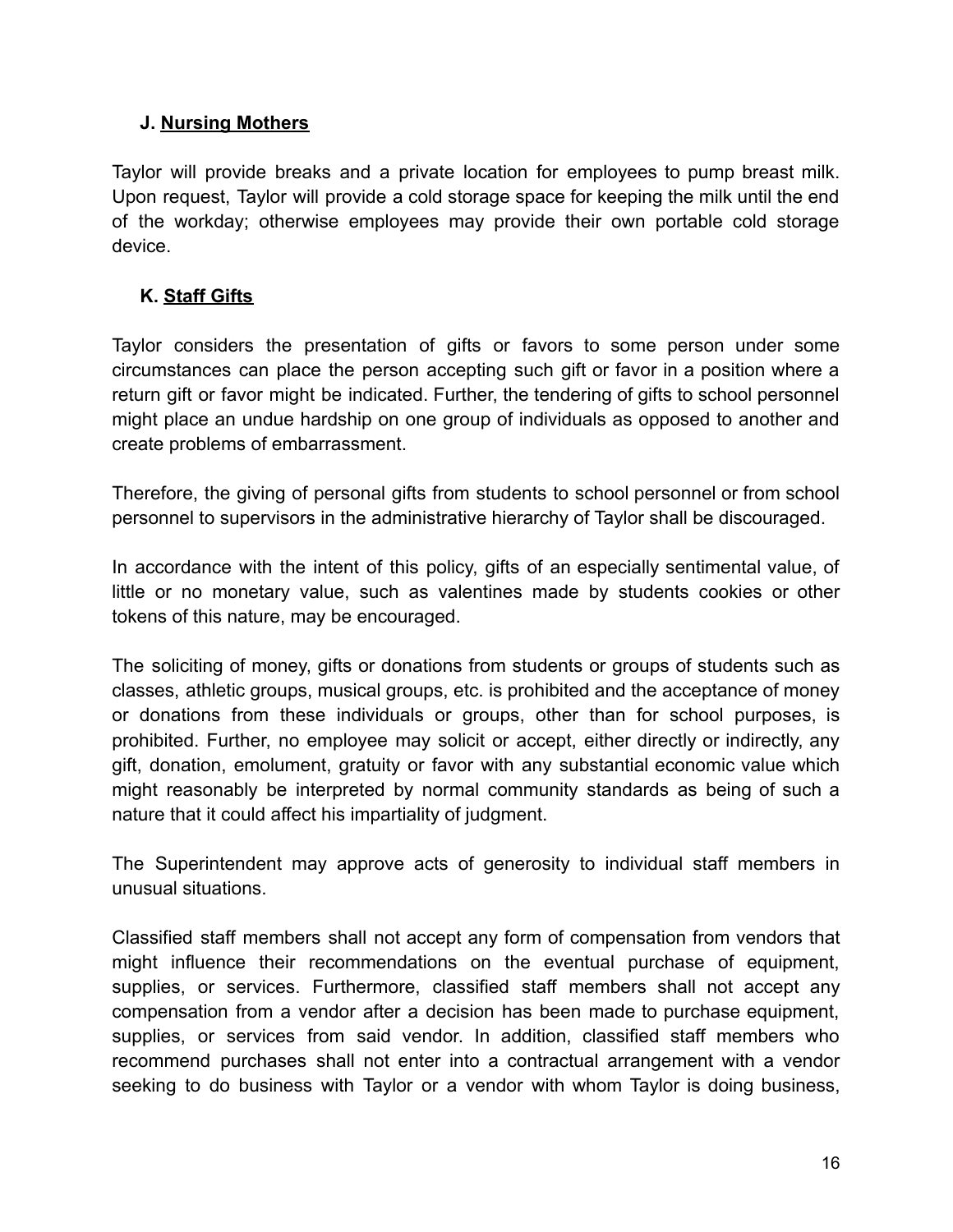### J. <u>Nursing Mothers</u>

Taylor will provide breaks and a private location for employees to pump breast milk. Upon request, Taylor will provide a cold storage space for keeping the milk until the end of the workday; otherwise employees may provide their own portable cold storage device.

### K. <u>Staff Gifts</u>

Taylor considers the presentation of gifts or favors to some person under some circumstances can place the person accepting such gift or favor in a position where a return gift or favor might be indicated. Further, the tendering of gifts to school personnel might place an undue hardship on one group of individuals as opposed to another and create problems of embarrassment.

Therefore, the giving of personal gifts from students to school personnel or from school personnel to supervisors in the administrative hierarchy of Taylor shall be discouraged.

In accordance with the intent of this policy, gifts of an especially sentimental value, of little or no monetary value, such as valentines made by students cookies or other tokens of this nature, may be encouraged.

The soliciting of money, gifts or donations from students or groups of students such as classes, athletic groups, musical groups, etc. is prohibited and the acceptance of money or donations from these individuals or groups, other than for school purposes, is prohibited. Further, no employee may solicit or accept, either directly or indirectly, any gift, donation, emolument, gratuity or favor with any substantial economic value which might reasonably be interpreted by normal community standards as being of such a nature that it could affect his impartiality of judgment.

The Superintendent may approve acts of generosity to individual staff members in unusual situations.

Classified staff members shall not accept any form of compensation from vendors that might influence their recommendations on the eventual purchase of equipment, supplies, or services. Furthermore, classified staff members shall not accept any compensation from a vendor after a decision has been made to purchase equipment, supplies, or services from said vendor. In addition, classified staff members who recommend purchases shall not enter into a contractual arrangement with a vendor seeking to do business with Taylor or a vendor with whom Taylor is doing business,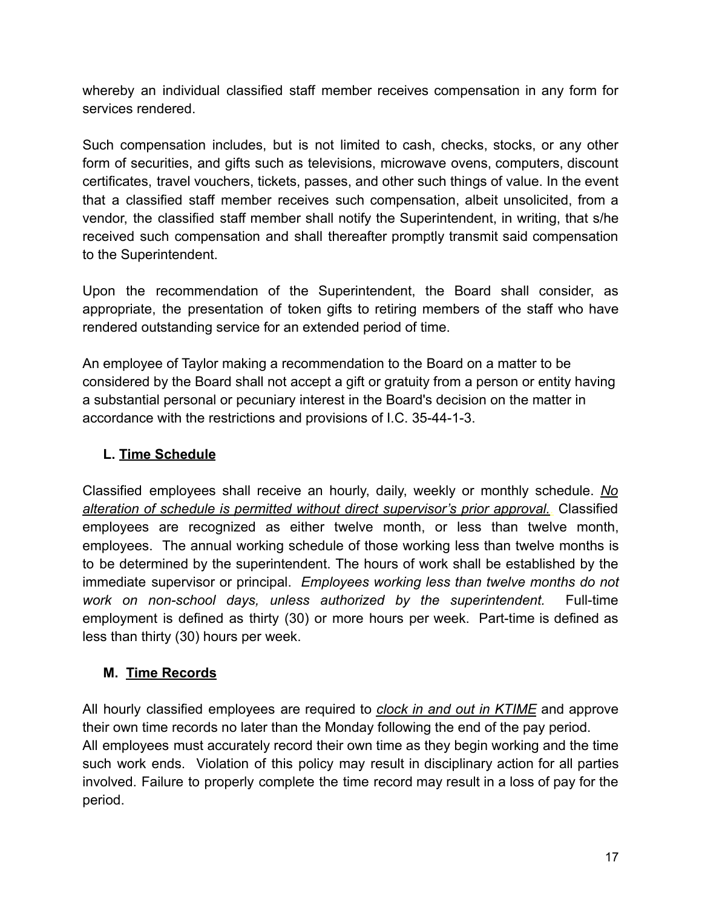whereby an individual classified staff member receives compensation in any form for services rendered.

Such compensation includes, but is not limited to cash, checks, stocks, or any other form of securities, and gifts such as televisions, microwave ovens, computers, discount certificates, travel vouchers, tickets, passes, and other such things of value. In the event that a classified staff member receives such compensation, albeit unsolicited, from a vendor, the classified staff member shall notify the Superintendent, in writing, that s/he received such compensation and shall thereafter promptly transmit said compensation to the Superintendent.

Upon the recommendation of the Superintendent, the Board shall consider, as appropriate, the presentation of token gifts to retiring members of the staff who have rendered outstanding service for an extended period of time.

An employee of Taylor making a recommendation to the Board on a matter to be considered by the Board shall not accept a gift or gratuity from a person or entity having a substantial personal or pecuniary interest in the Board's decision on the matter in accordance with the restrictions and provisions of I.C. 35-44-1-3.

### L. <u>Time Schedule</u>

Classified employees shall receive an hourly, daily, weekly or monthly schedule. *<u>No alteration of schedule is permitted without direct supervisor's prior approval.</u>* Classified employees are recognized as either twelve month, or less than twelve month, employees. The annual working schedule of those working less than twelve months is to be determined by the superintendent. The hours of work shall be established by the immediate supervisor or principal. *Employees working less than twelve months do not work on non-school days, unless authorized by the superintendent.* Full-time employment is defined as thirty (30) or more hours per week. Part-time is defined as less than thirty (30) hours per week.

### M. <u>Time Records</u>

All hourly classified employees are required to *<u>clock in and out in KTIME</u>* and approve their own time records no later than the Monday following the end of the pay period. All employees must accurately record their own time as they begin working and the time such work ends. Violation of this policy may result in disciplinary action for all parties involved. Failure to properly complete the time record may result in a loss of pay for the period.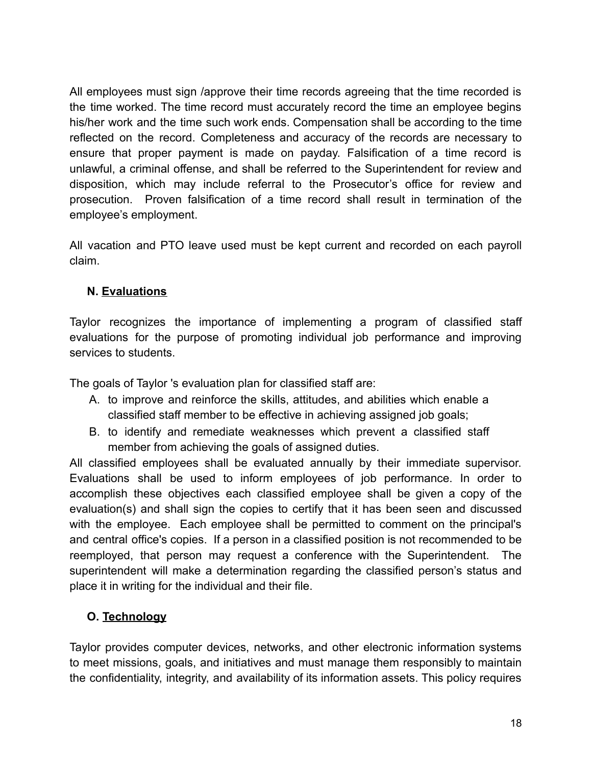All employees must sign /approve their time records agreeing that the time recorded is the time worked. The time record must accurately record the time an employee begins his/her work and the time such work ends. Compensation shall be according to the time reflected on the record. Completeness and accuracy of the records are necessary to ensure that proper payment is made on payday. Falsification of a time record is unlawful, a criminal offense, and shall be referred to the Superintendent for review and disposition, which may include referral to the Prosecutor's office for review and prosecution. Proven falsification of a time record shall result in termination of the employee's employment.

All vacation and PTO leave used must be kept current and recorded on each payroll claim.

### N. Evaluations

Taylor recognizes the importance of implementing a program of classified staff evaluations for the purpose of promoting individual job performance and improving services to students.

The goals of Taylor 's evaluation plan for classified staff are:

A. to improve and reinforce the skills, attitudes, and abilities which enable a classified staff member to be effective in achieving assigned job goals;
B. to identify and remediate weaknesses which prevent a classified staff member from achieving the goals of assigned duties.

All classified employees shall be evaluated annually by their immediate supervisor. Evaluations shall be used to inform employees of job performance. In order to accomplish these objectives each classified employee shall be given a copy of the evaluation(s) and shall sign the copies to certify that it has been seen and discussed with the employee. Each employee shall be permitted to comment on the principal's and central office's copies. If a person in a classified position is not recommended to be reemployed, that person may request a conference with the Superintendent. The superintendent will make a determination regarding the classified person's status and place it in writing for the individual and their file.

### O. Technology

Taylor provides computer devices, networks, and other electronic information systems to meet missions, goals, and initiatives and must manage them responsibly to maintain the confidentiality, integrity, and availability of its information assets. This policy requires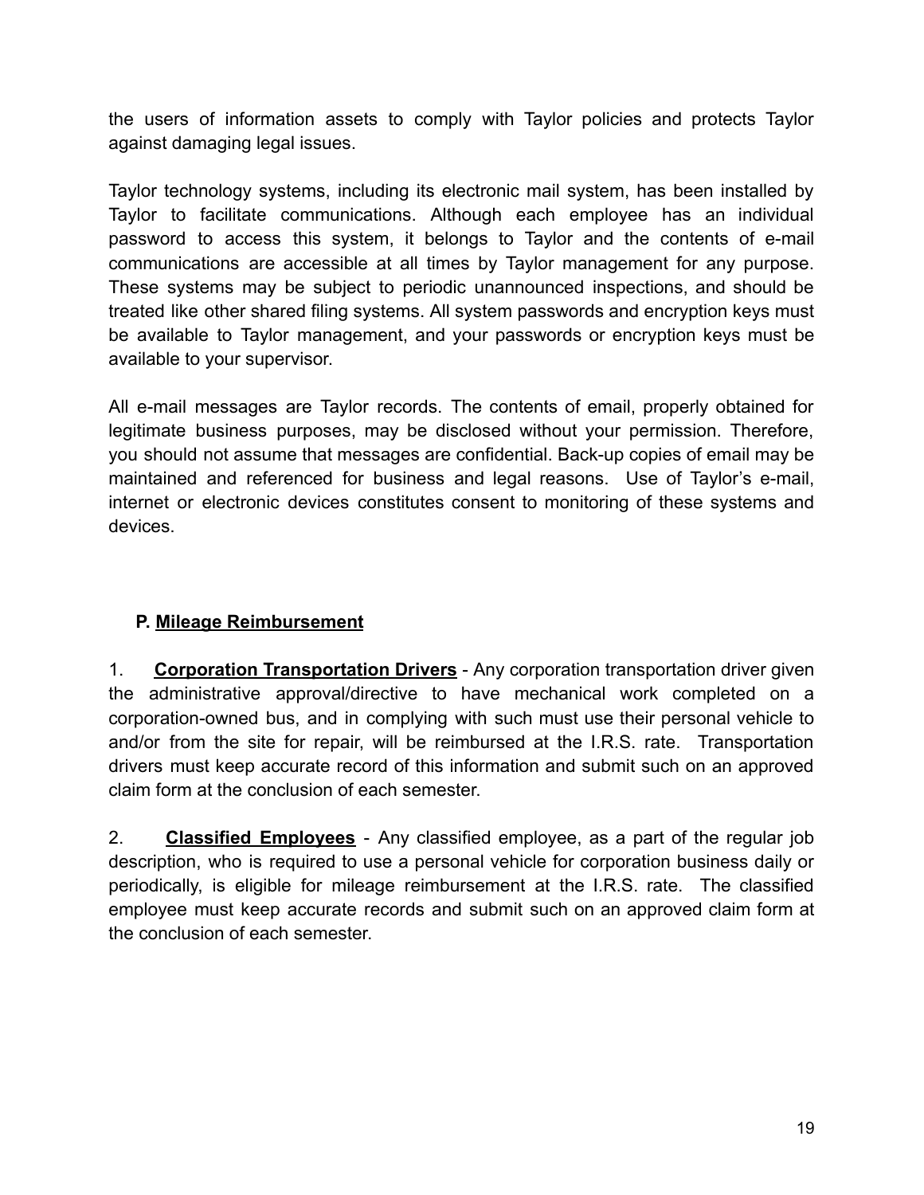the users of information assets to comply with Taylor policies and protects Taylor against damaging legal issues.

Taylor technology systems, including its electronic mail system, has been installed by Taylor to facilitate communications. Although each employee has an individual password to access this system, it belongs to Taylor and the contents of e-mail communications are accessible at all times by Taylor management for any purpose. These systems may be subject to periodic unannounced inspections, and should be treated like other shared filing systems. All system passwords and encryption keys must be available to Taylor management, and your passwords or encryption keys must be available to your supervisor.

All e-mail messages are Taylor records. The contents of email, properly obtained for legitimate business purposes, may be disclosed without your permission. Therefore, you should not assume that messages are confidential. Back-up copies of email may be maintained and referenced for business and legal reasons. Use of Taylor's e-mail, internet or electronic devices constitutes consent to monitoring of these systems and devices.

### P. Mileage Reimbursement

1. **Corporation Transportation Drivers** - Any corporation transportation driver given the administrative approval/directive to have mechanical work completed on a corporation-owned bus, and in complying with such must use their personal vehicle to and/or from the site for repair, will be reimbursed at the I.R.S. rate. Transportation drivers must keep accurate record of this information and submit such on an approved claim form at the conclusion of each semester.

2. **Classified Employees** - Any classified employee, as a part of the regular job description, who is required to use a personal vehicle for corporation business daily or periodically, is eligible for mileage reimbursement at the I.R.S. rate. The classified employee must keep accurate records and submit such on an approved claim form at the conclusion of each semester.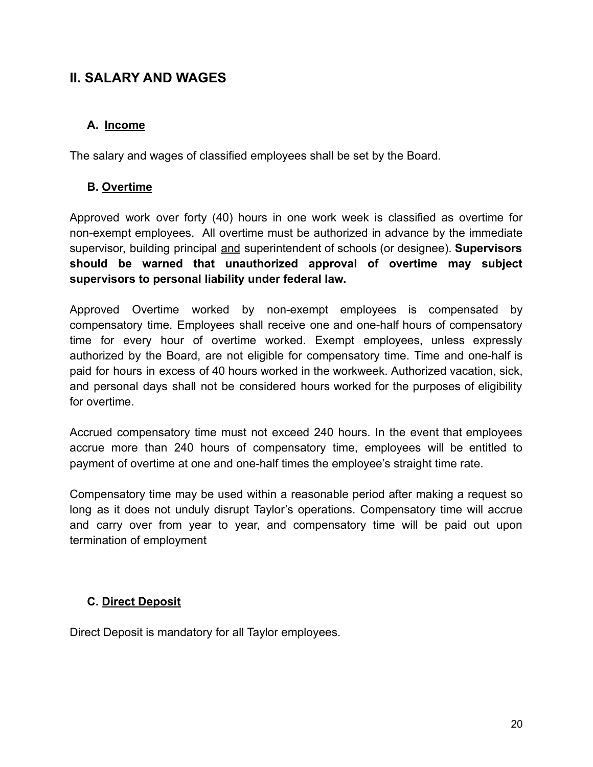## II. SALARY AND WAGES

### A. <u>Income</u>

The salary and wages of classified employees shall be set by the Board.

### B. <u>Overtime</u>

Approved work over forty (40) hours in one work week is classified as overtime for non-exempt employees. All overtime must be authorized in advance by the immediate supervisor, building principal <u>and</u> superintendent of schools (or designee). **Supervisors should be warned that unauthorized approval of overtime may subject supervisors to personal liability under federal law.**

Approved Overtime worked by non-exempt employees is compensated by compensatory time. Employees shall receive one and one-half hours of compensatory time for every hour of overtime worked. Exempt employees, unless expressly authorized by the Board, are not eligible for compensatory time. Time and one-half is paid for hours in excess of 40 hours worked in the workweek. Authorized vacation, sick, and personal days shall not be considered hours worked for the purposes of eligibility for overtime.

Accrued compensatory time must not exceed 240 hours. In the event that employees accrue more than 240 hours of compensatory time, employees will be entitled to payment of overtime at one and one-half times the employee's straight time rate.

Compensatory time may be used within a reasonable period after making a request so long as it does not unduly disrupt Taylor's operations. Compensatory time will accrue and carry over from year to year, and compensatory time will be paid out upon termination of employment

### C. <u>Direct Deposit</u>

Direct Deposit is mandatory for all Taylor employees.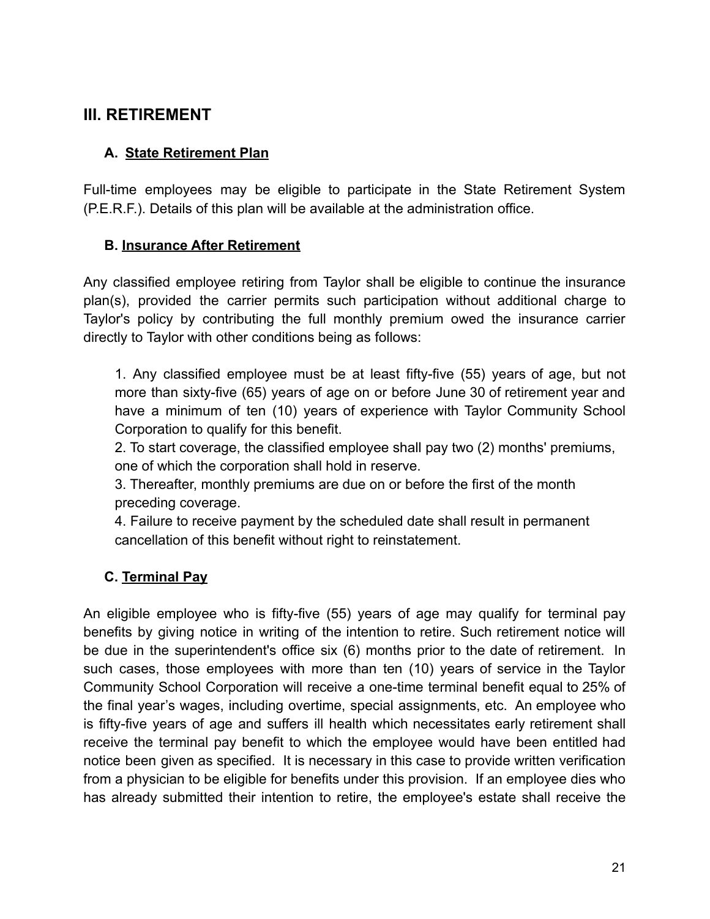## III. RETIREMENT

### A. State Retirement Plan

Full-time employees may be eligible to participate in the State Retirement System (P.E.R.F.). Details of this plan will be available at the administration office.

### B. Insurance After Retirement

Any classified employee retiring from Taylor shall be eligible to continue the insurance plan(s), provided the carrier permits such participation without additional charge to Taylor's policy by contributing the full monthly premium owed the insurance carrier directly to Taylor with other conditions being as follows:

1. Any classified employee must be at least fifty-five (55) years of age, but not more than sixty-five (65) years of age on or before June 30 of retirement year and have a minimum of ten (10) years of experience with Taylor Community School Corporation to qualify for this benefit.
2. To start coverage, the classified employee shall pay two (2) months' premiums, one of which the corporation shall hold in reserve.
3. Thereafter, monthly premiums are due on or before the first of the month preceding coverage.
4. Failure to receive payment by the scheduled date shall result in permanent cancellation of this benefit without right to reinstatement.

### C. Terminal Pay

An eligible employee who is fifty-five (55) years of age may qualify for terminal pay benefits by giving notice in writing of the intention to retire. Such retirement notice will be due in the superintendent's office six (6) months prior to the date of retirement. In such cases, those employees with more than ten (10) years of service in the Taylor Community School Corporation will receive a one-time terminal benefit equal to 25% of the final year's wages, including overtime, special assignments, etc. An employee who is fifty-five years of age and suffers ill health which necessitates early retirement shall receive the terminal pay benefit to which the employee would have been entitled had notice been given as specified. It is necessary in this case to provide written verification from a physician to be eligible for benefits under this provision. If an employee dies who has already submitted their intention to retire, the employee's estate shall receive the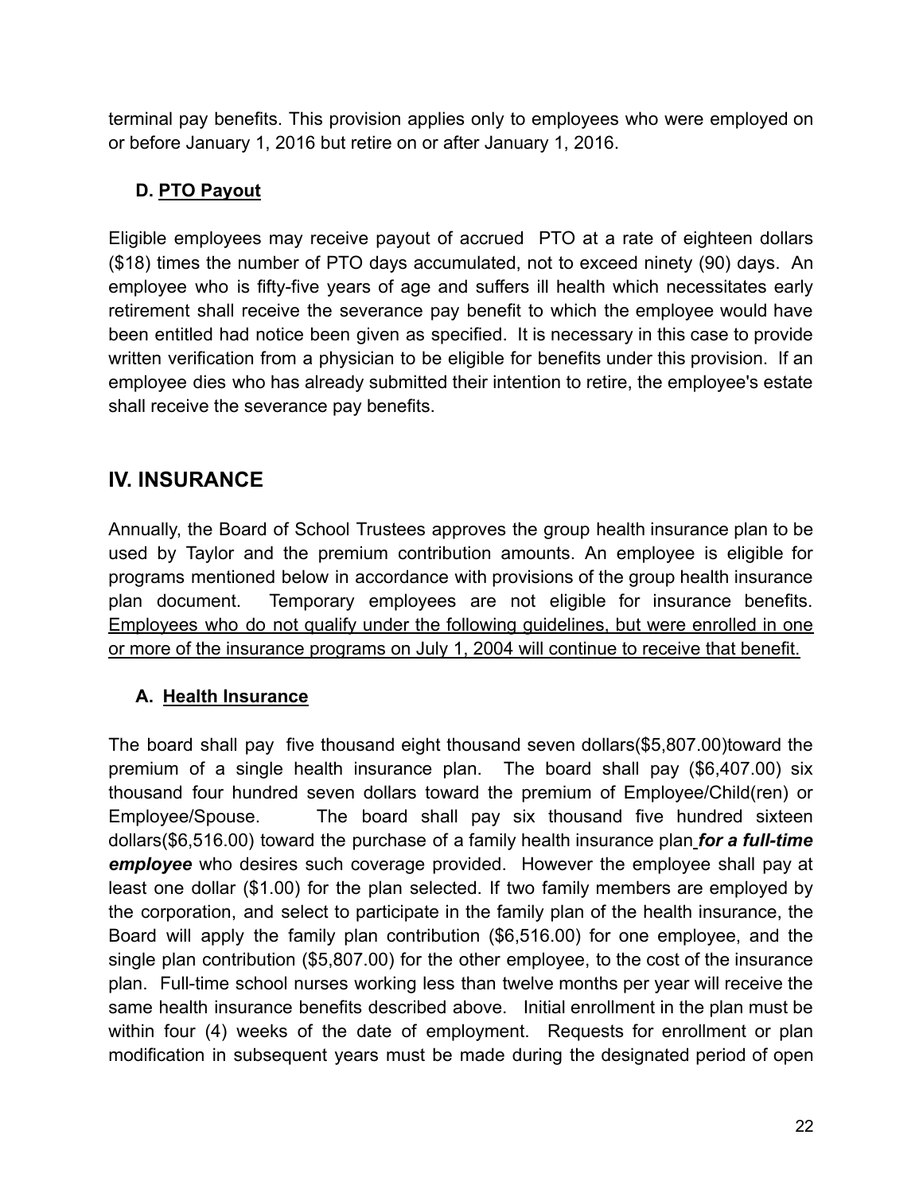terminal pay benefits. This provision applies only to employees who were employed on or before January 1, 2016 but retire on or after January 1, 2016.

### D. <u>PTO Payout</u>

Eligible employees may receive payout of accrued PTO at a rate of eighteen dollars ($18) times the number of PTO days accumulated, not to exceed ninety (90) days. An employee who is fifty-five years of age and suffers ill health which necessitates early retirement shall receive the severance pay benefit to which the employee would have been entitled had notice been given as specified. It is necessary in this case to provide written verification from a physician to be eligible for benefits under this provision. If an employee dies who has already submitted their intention to retire, the employee's estate shall receive the severance pay benefits.

## IV. INSURANCE

Annually, the Board of School Trustees approves the group health insurance plan to be used by Taylor and the premium contribution amounts. An employee is eligible for programs mentioned below in accordance with provisions of the group health insurance plan document. Temporary employees are not eligible for insurance benefits. <u>Employees who do not qualify under the following guidelines, but were enrolled in one or more of the insurance programs on July 1, 2004 will continue to receive that benefit.</u>

### A. <u>Health Insurance</u>

The board shall pay five thousand eight thousand seven dollars($5,807.00)toward the premium of a single health insurance plan. The board shall pay ($6,407.00) six thousand four hundred seven dollars toward the premium of Employee/Child(ren) or Employee/Spouse. The board shall pay six thousand five hundred sixteen dollars($6,516.00) toward the purchase of a family health insurance plan ***for a full-time employee*** who desires such coverage provided. However the employee shall pay at least one dollar ($1.00) for the plan selected. If two family members are employed by the corporation, and select to participate in the family plan of the health insurance, the Board will apply the family plan contribution ($6,516.00) for one employee, and the single plan contribution ($5,807.00) for the other employee, to the cost of the insurance plan. Full-time school nurses working less than twelve months per year will receive the same health insurance benefits described above. Initial enrollment in the plan must be within four (4) weeks of the date of employment. Requests for enrollment or plan modification in subsequent years must be made during the designated period of open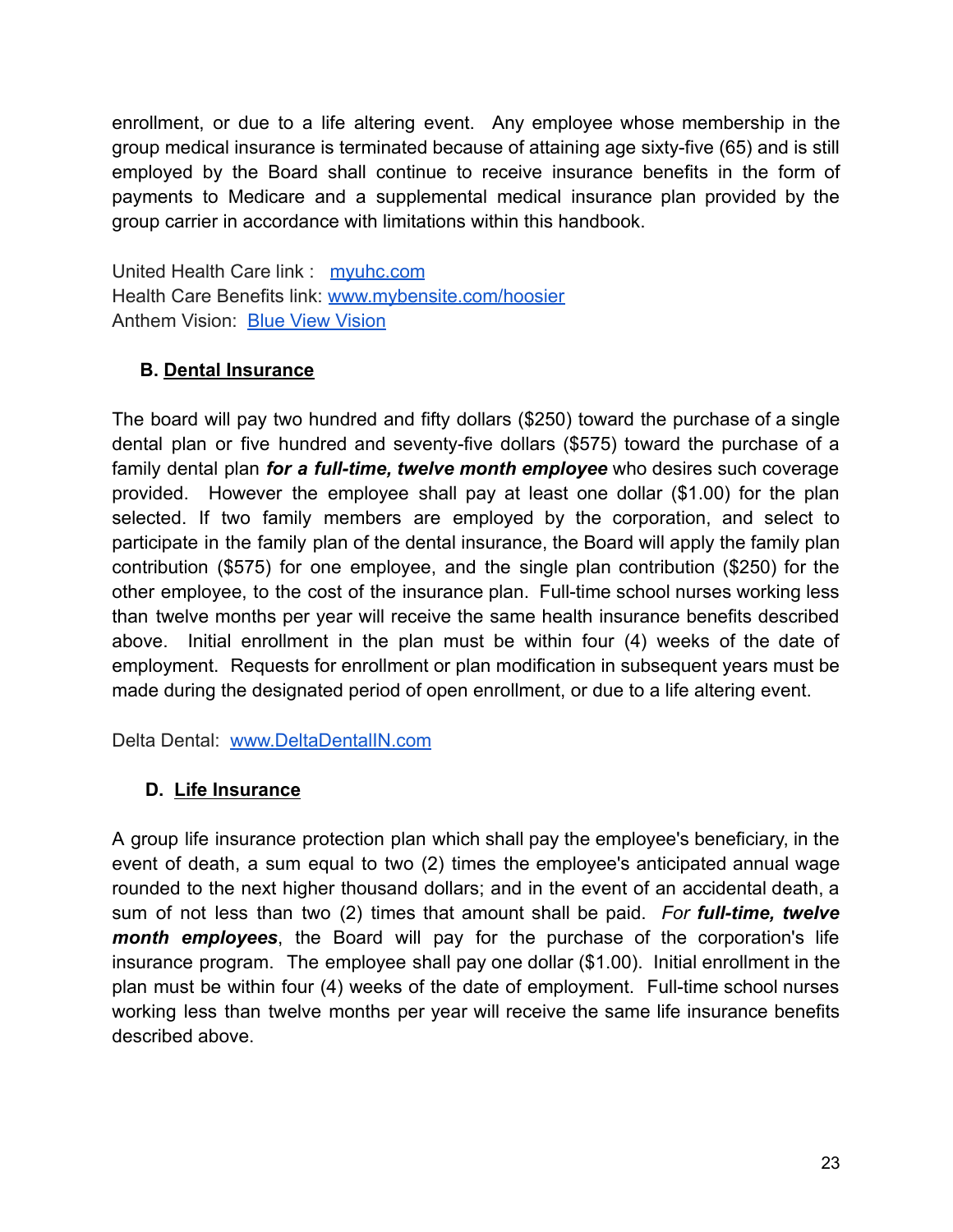enrollment, or due to a life altering event. Any employee whose membership in the group medical insurance is terminated because of attaining age sixty-five (65) and is still employed by the Board shall continue to receive insurance benefits in the form of payments to Medicare and a supplemental medical insurance plan provided by the group carrier in accordance with limitations within this handbook.

United Health Care link : [myuhc.com](myuhc.com)
Health Care Benefits link: [www.mybensite.com/hoosier](www.mybensite.com/hoosier)
Anthem Vision: [Blue View Vision]()

### B. Dental Insurance

The board will pay two hundred and fifty dollars ($250) toward the purchase of a single dental plan or five hundred and seventy-five dollars ($575) toward the purchase of a family dental plan ***for a full-time, twelve month employee*** who desires such coverage provided. However the employee shall pay at least one dollar ($1.00) for the plan selected. If two family members are employed by the corporation, and select to participate in the family plan of the dental insurance, the Board will apply the family plan contribution ($575) for one employee, and the single plan contribution ($250) for the other employee, to the cost of the insurance plan. Full-time school nurses working less than twelve months per year will receive the same health insurance benefits described above. Initial enrollment in the plan must be within four (4) weeks of the date of employment. Requests for enrollment or plan modification in subsequent years must be made during the designated period of open enrollment, or due to a life altering event.

Delta Dental: [www.DeltaDentalIN.com](www.DeltaDentalIN.com)

### D. Life Insurance

A group life insurance protection plan which shall pay the employee's beneficiary, in the event of death, a sum equal to two (2) times the employee's anticipated annual wage rounded to the next higher thousand dollars; and in the event of an accidental death, a sum of not less than two (2) times that amount shall be paid. *For **full-time, twelve month employees***, the Board will pay for the purchase of the corporation's life insurance program. The employee shall pay one dollar ($1.00). Initial enrollment in the plan must be within four (4) weeks of the date of employment. Full-time school nurses working less than twelve months per year will receive the same life insurance benefits described above.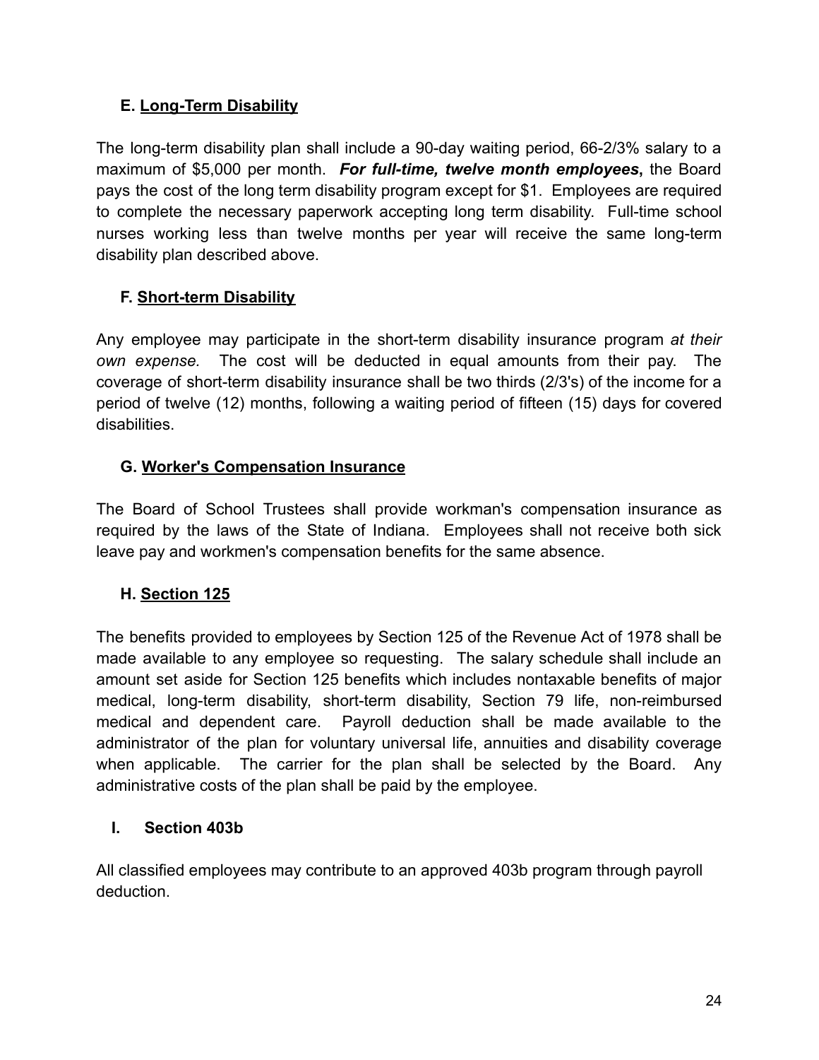### E. <u>Long-Term Disability</u>

The long-term disability plan shall include a 90-day waiting period, 66-2/3% salary to a maximum of $5,000 per month. ***For full-time, twelve month employees***, the Board pays the cost of the long term disability program except for $1. Employees are required to complete the necessary paperwork accepting long term disability. Full-time school nurses working less than twelve months per year will receive the same long-term disability plan described above.

### F. <u>Short-term Disability</u>

Any employee may participate in the short-term disability insurance program *at their own expense.* The cost will be deducted in equal amounts from their pay. The coverage of short-term disability insurance shall be two thirds (2/3's) of the income for a period of twelve (12) months, following a waiting period of fifteen (15) days for covered disabilities.

### G. <u>Worker's Compensation Insurance</u>

The Board of School Trustees shall provide workman's compensation insurance as required by the laws of the State of Indiana. Employees shall not receive both sick leave pay and workmen's compensation benefits for the same absence.

### H. <u>Section 125</u>

The benefits provided to employees by Section 125 of the Revenue Act of 1978 shall be made available to any employee so requesting. The salary schedule shall include an amount set aside for Section 125 benefits which includes nontaxable benefits of major medical, long-term disability, short-term disability, Section 79 life, non-reimbursed medical and dependent care. Payroll deduction shall be made available to the administrator of the plan for voluntary universal life, annuities and disability coverage when applicable. The carrier for the plan shall be selected by the Board. Any administrative costs of the plan shall be paid by the employee.

### I. Section 403b

All classified employees may contribute to an approved 403b program through payroll deduction.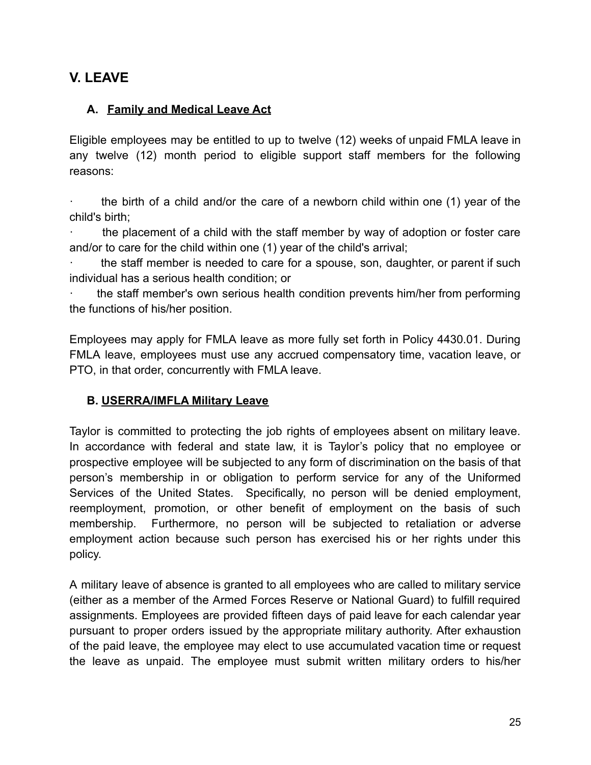## V. LEAVE

### A. Family and Medical Leave Act

Eligible employees may be entitled to up to twelve (12) weeks of unpaid FMLA leave in any twelve (12) month period to eligible support staff members for the following reasons:

- the birth of a child and/or the care of a newborn child within one (1) year of the child's birth;
- the placement of a child with the staff member by way of adoption or foster care and/or to care for the child within one (1) year of the child's arrival;
- the staff member is needed to care for a spouse, son, daughter, or parent if such individual has a serious health condition; or
- the staff member's own serious health condition prevents him/her from performing the functions of his/her position.

Employees may apply for FMLA leave as more fully set forth in Policy 4430.01. During FMLA leave, employees must use any accrued compensatory time, vacation leave, or PTO, in that order, concurrently with FMLA leave.

### B. USERRA/IMFLA Military Leave

Taylor is committed to protecting the job rights of employees absent on military leave. In accordance with federal and state law, it is Taylor's policy that no employee or prospective employee will be subjected to any form of discrimination on the basis of that person's membership in or obligation to perform service for any of the Uniformed Services of the United States. Specifically, no person will be denied employment, reemployment, promotion, or other benefit of employment on the basis of such membership. Furthermore, no person will be subjected to retaliation or adverse employment action because such person has exercised his or her rights under this policy.

A military leave of absence is granted to all employees who are called to military service (either as a member of the Armed Forces Reserve or National Guard) to fulfill required assignments. Employees are provided fifteen days of paid leave for each calendar year pursuant to proper orders issued by the appropriate military authority. After exhaustion of the paid leave, the employee may elect to use accumulated vacation time or request the leave as unpaid. The employee must submit written military orders to his/her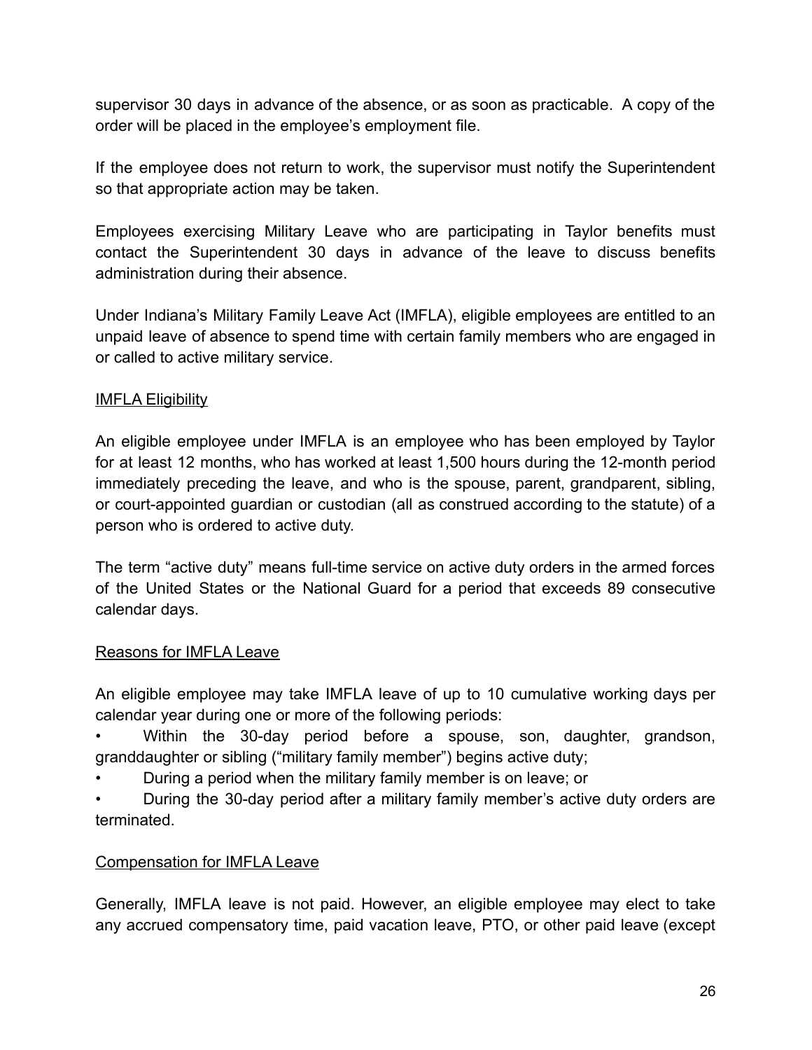supervisor 30 days in advance of the absence, or as soon as practicable. A copy of the order will be placed in the employee's employment file.

If the employee does not return to work, the supervisor must notify the Superintendent so that appropriate action may be taken.

Employees exercising Military Leave who are participating in Taylor benefits must contact the Superintendent 30 days in advance of the leave to discuss benefits administration during their absence.

Under Indiana's Military Family Leave Act (IMFLA), eligible employees are entitled to an unpaid leave of absence to spend time with certain family members who are engaged in or called to active military service.

<u>IMFLA Eligibility</u>

An eligible employee under IMFLA is an employee who has been employed by Taylor for at least 12 months, who has worked at least 1,500 hours during the 12-month period immediately preceding the leave, and who is the spouse, parent, grandparent, sibling, or court-appointed guardian or custodian (all as construed according to the statute) of a person who is ordered to active duty.

The term "active duty" means full-time service on active duty orders in the armed forces of the United States or the National Guard for a period that exceeds 89 consecutive calendar days.

<u>Reasons for IMFLA Leave</u>

An eligible employee may take IMFLA leave of up to 10 cumulative working days per calendar year during one or more of the following periods:

- Within the 30-day period before a spouse, son, daughter, grandson, granddaughter or sibling ("military family member") begins active duty;
- During a period when the military family member is on leave; or
- During the 30-day period after a military family member's active duty orders are terminated.

<u>Compensation for IMFLA Leave</u>

Generally, IMFLA leave is not paid. However, an eligible employee may elect to take any accrued compensatory time, paid vacation leave, PTO, or other paid leave (except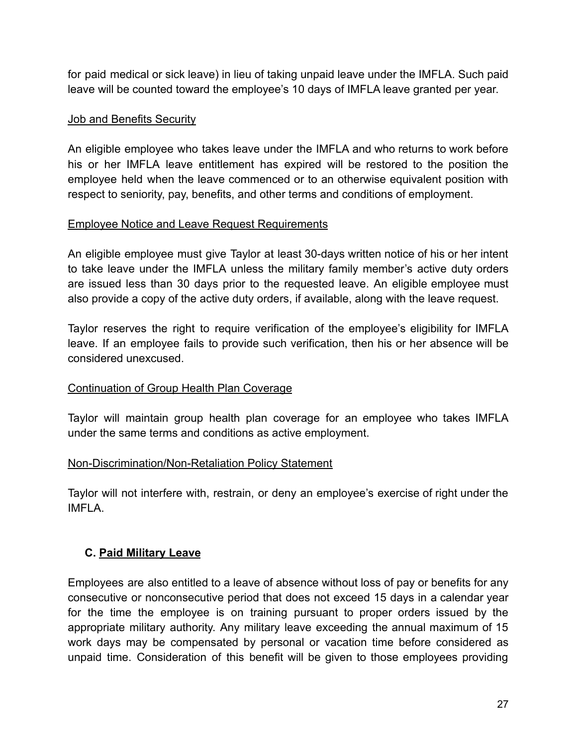for paid medical or sick leave) in lieu of taking unpaid leave under the IMFLA. Such paid leave will be counted toward the employee's 10 days of IMFLA leave granted per year.

<u>Job and Benefits Security</u>

An eligible employee who takes leave under the IMFLA and who returns to work before his or her IMFLA leave entitlement has expired will be restored to the position the employee held when the leave commenced or to an otherwise equivalent position with respect to seniority, pay, benefits, and other terms and conditions of employment.

<u>Employee Notice and Leave Request Requirements</u>

An eligible employee must give Taylor at least 30-days written notice of his or her intent to take leave under the IMFLA unless the military family member's active duty orders are issued less than 30 days prior to the requested leave. An eligible employee must also provide a copy of the active duty orders, if available, along with the leave request.

Taylor reserves the right to require verification of the employee's eligibility for IMFLA leave. If an employee fails to provide such verification, then his or her absence will be considered unexcused.

<u>Continuation of Group Health Plan Coverage</u>

Taylor will maintain group health plan coverage for an employee who takes IMFLA under the same terms and conditions as active employment.

<u>Non-Discrimination/Non-Retaliation Policy Statement</u>

Taylor will not interfere with, restrain, or deny an employee's exercise of right under the IMFLA.

### C. <u>Paid Military Leave</u>

Employees are also entitled to a leave of absence without loss of pay or benefits for any consecutive or nonconsecutive period that does not exceed 15 days in a calendar year for the time the employee is on training pursuant to proper orders issued by the appropriate military authority. Any military leave exceeding the annual maximum of 15 work days may be compensated by personal or vacation time before considered as unpaid time. Consideration of this benefit will be given to those employees providing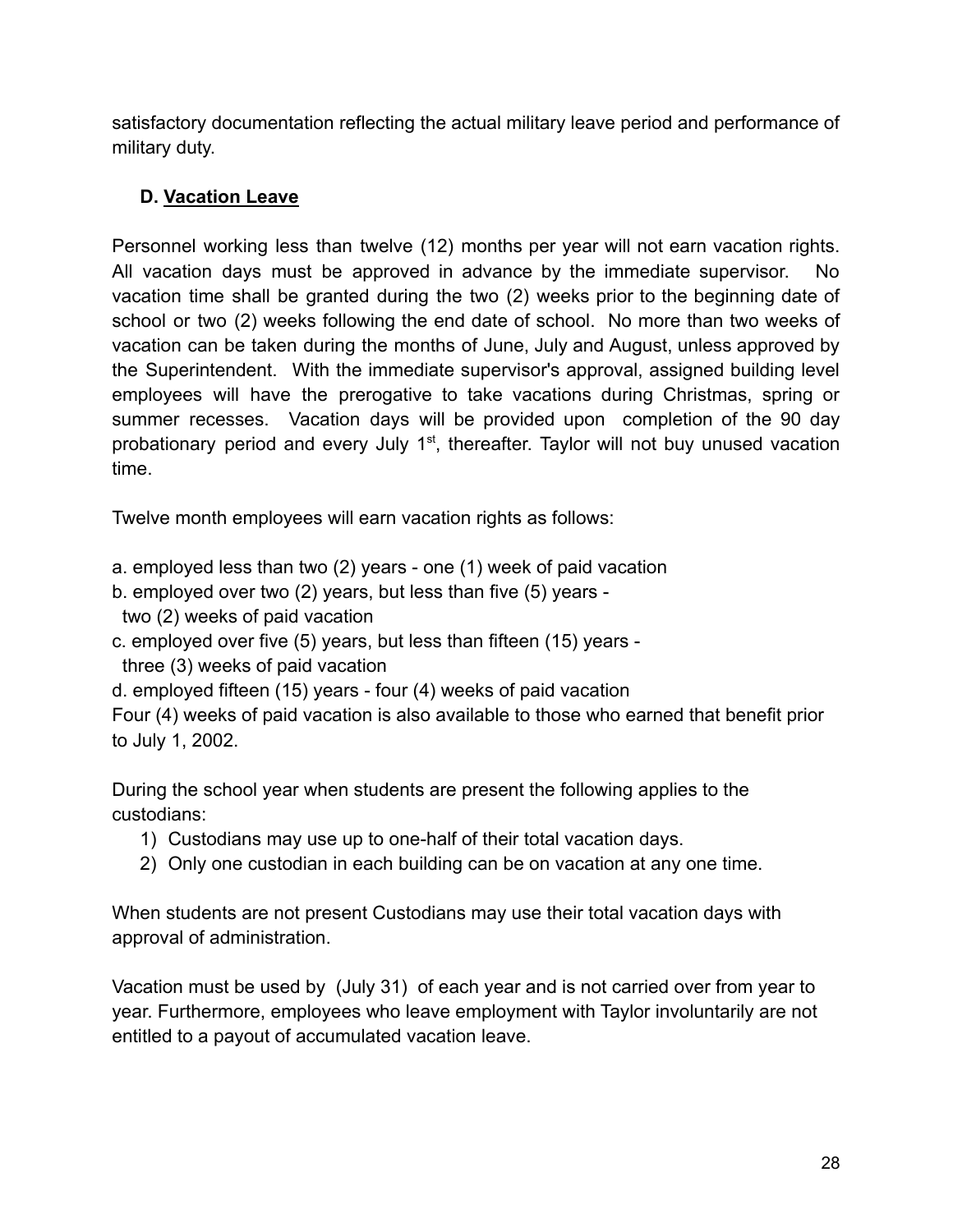satisfactory documentation reflecting the actual military leave period and performance of military duty.

### D. Vacation Leave

Personnel working less than twelve (12) months per year will not earn vacation rights. All vacation days must be approved in advance by the immediate supervisor. No vacation time shall be granted during the two (2) weeks prior to the beginning date of school or two (2) weeks following the end date of school. No more than two weeks of vacation can be taken during the months of June, July and August, unless approved by the Superintendent. With the immediate supervisor's approval, assigned building level employees will have the prerogative to take vacations during Christmas, spring or summer recesses. Vacation days will be provided upon completion of the 90 day probationary period and every July 1st, thereafter. Taylor will not buy unused vacation time.

Twelve month employees will earn vacation rights as follows:

a. employed less than two (2) years - one (1) week of paid vacation
b. employed over two (2) years, but less than five (5) years - two (2) weeks of paid vacation
c. employed over five (5) years, but less than fifteen (15) years - three (3) weeks of paid vacation
d. employed fifteen (15) years - four (4) weeks of paid vacation

Four (4) weeks of paid vacation is also available to those who earned that benefit prior to July 1, 2002.

During the school year when students are present the following applies to the custodians:

1) Custodians may use up to one-half of their total vacation days.
2) Only one custodian in each building can be on vacation at any one time.

When students are not present Custodians may use their total vacation days with approval of administration.

Vacation must be used by (July 31) of each year and is not carried over from year to year. Furthermore, employees who leave employment with Taylor involuntarily are not entitled to a payout of accumulated vacation leave.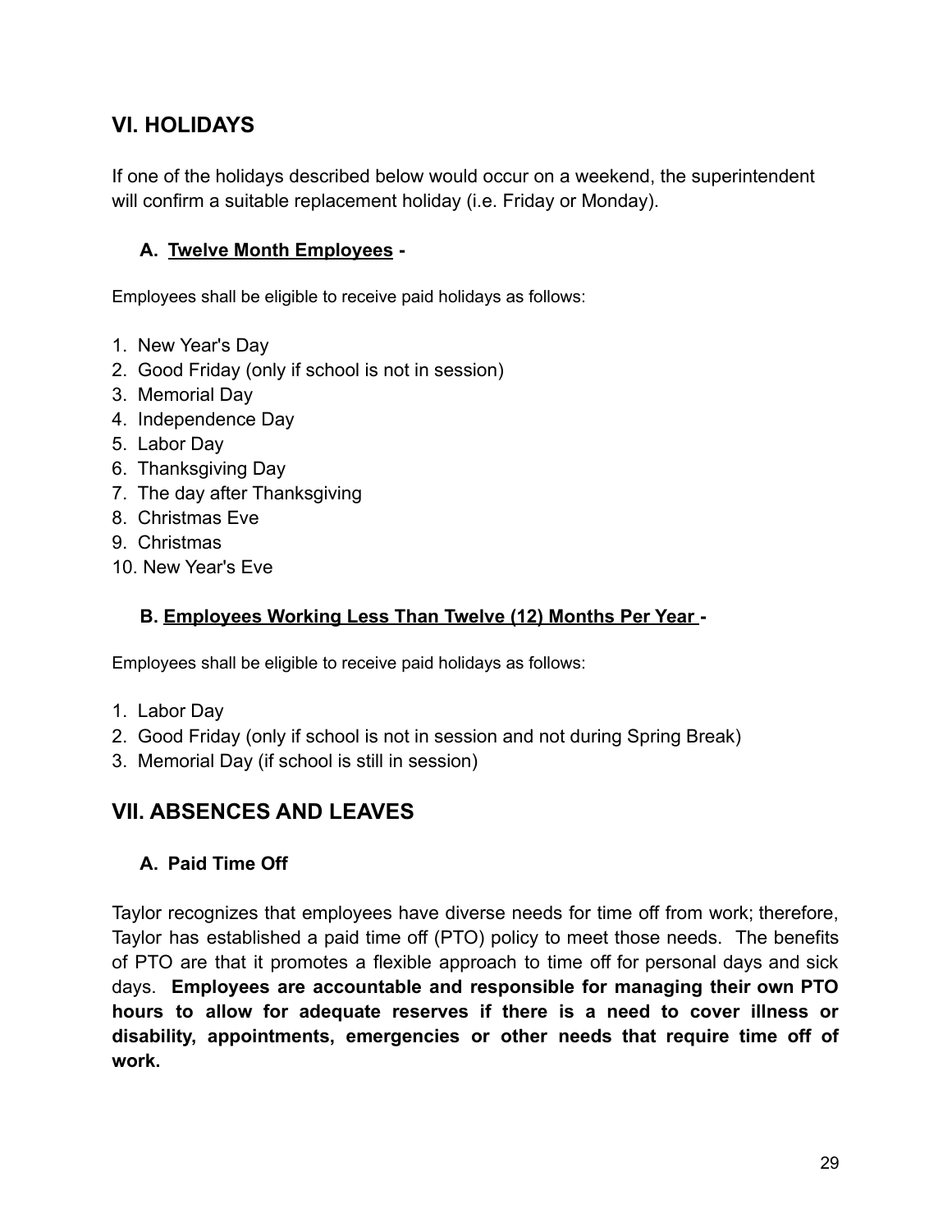## VI. HOLIDAYS

If one of the holidays described below would occur on a weekend, the superintendent will confirm a suitable replacement holiday (i.e. Friday or Monday).

### A. Twelve Month Employees -

Employees shall be eligible to receive paid holidays as follows:

1. New Year's Day
2. Good Friday (only if school is not in session)
3. Memorial Day
4. Independence Day
5. Labor Day
6. Thanksgiving Day
7. The day after Thanksgiving
8. Christmas Eve
9. Christmas
10. New Year's Eve

### B. Employees Working Less Than Twelve (12) Months Per Year -

Employees shall be eligible to receive paid holidays as follows:

1. Labor Day
2. Good Friday (only if school is not in session and not during Spring Break)
3. Memorial Day (if school is still in session)

## VII. ABSENCES AND LEAVES

### A. Paid Time Off

Taylor recognizes that employees have diverse needs for time off from work; therefore, Taylor has established a paid time off (PTO) policy to meet those needs. The benefits of PTO are that it promotes a flexible approach to time off for personal days and sick days. **Employees are accountable and responsible for managing their own PTO hours to allow for adequate reserves if there is a need to cover illness or disability, appointments, emergencies or other needs that require time off of work.**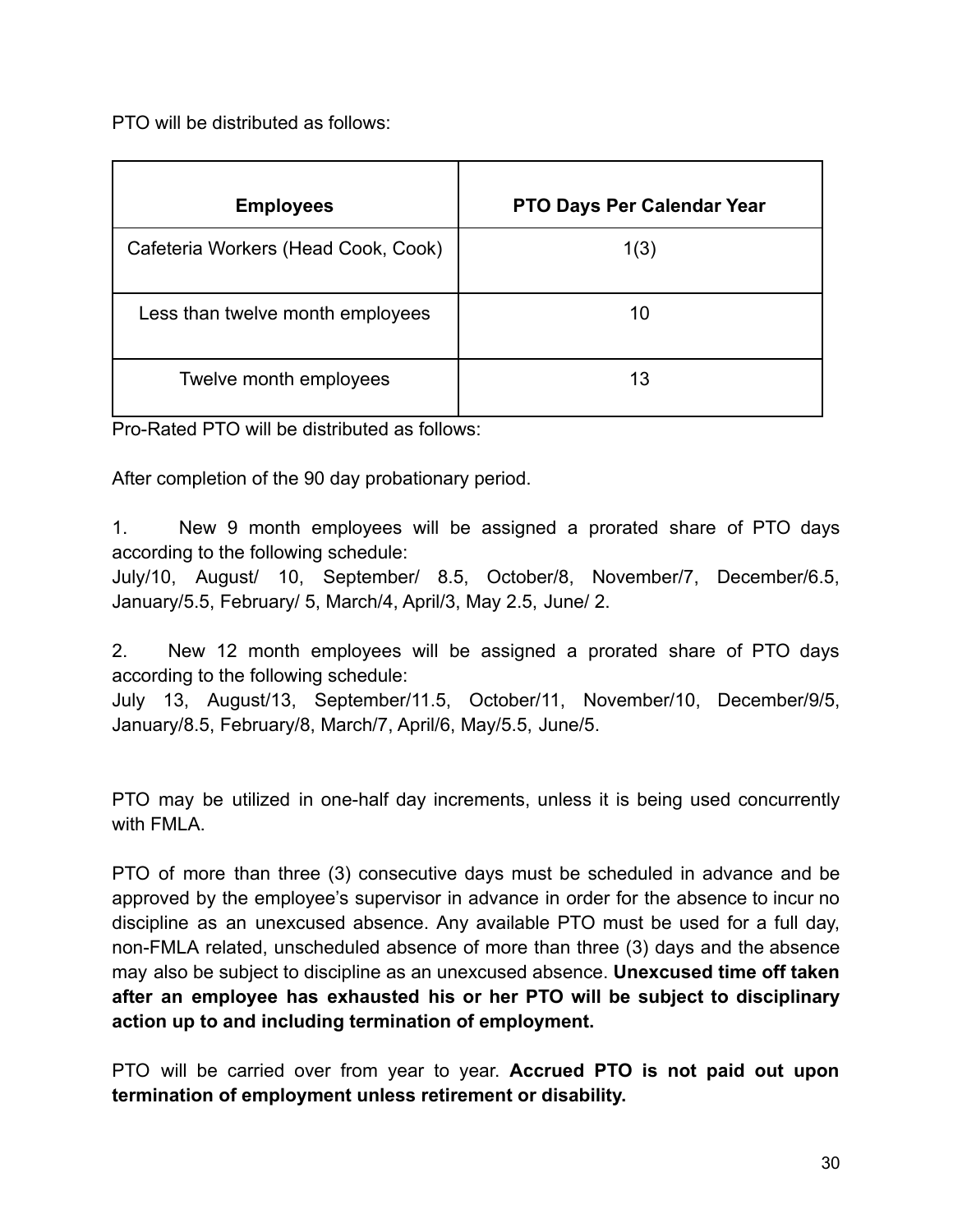PTO will be distributed as follows:

| Employees | PTO Days Per Calendar Year |
|---|---|
| Cafeteria Workers (Head Cook, Cook) | 1(3) |
| Less than twelve month employees | 10 |
| Twelve month employees | 13 |

Pro-Rated PTO will be distributed as follows:

After completion of the 90 day probationary period.

1. New 9 month employees will be assigned a prorated share of PTO days according to the following schedule:
July/10, August/ 10, September/ 8.5, October/8, November/7, December/6.5, January/5.5, February/ 5, March/4, April/3, May 2.5, June/ 2.

2. New 12 month employees will be assigned a prorated share of PTO days according to the following schedule:
July 13, August/13, September/11.5, October/11, November/10, December/9/5, January/8.5, February/8, March/7, April/6, May/5.5, June/5.

PTO may be utilized in one-half day increments, unless it is being used concurrently with FMLA.

PTO of more than three (3) consecutive days must be scheduled in advance and be approved by the employee's supervisor in advance in order for the absence to incur no discipline as an unexcused absence. Any available PTO must be used for a full day, non-FMLA related, unscheduled absence of more than three (3) days and the absence may also be subject to discipline as an unexcused absence. **Unexcused time off taken after an employee has exhausted his or her PTO will be subject to disciplinary action up to and including termination of employment.**

PTO will be carried over from year to year. **Accrued PTO is not paid out upon termination of employment unless retirement or disability.**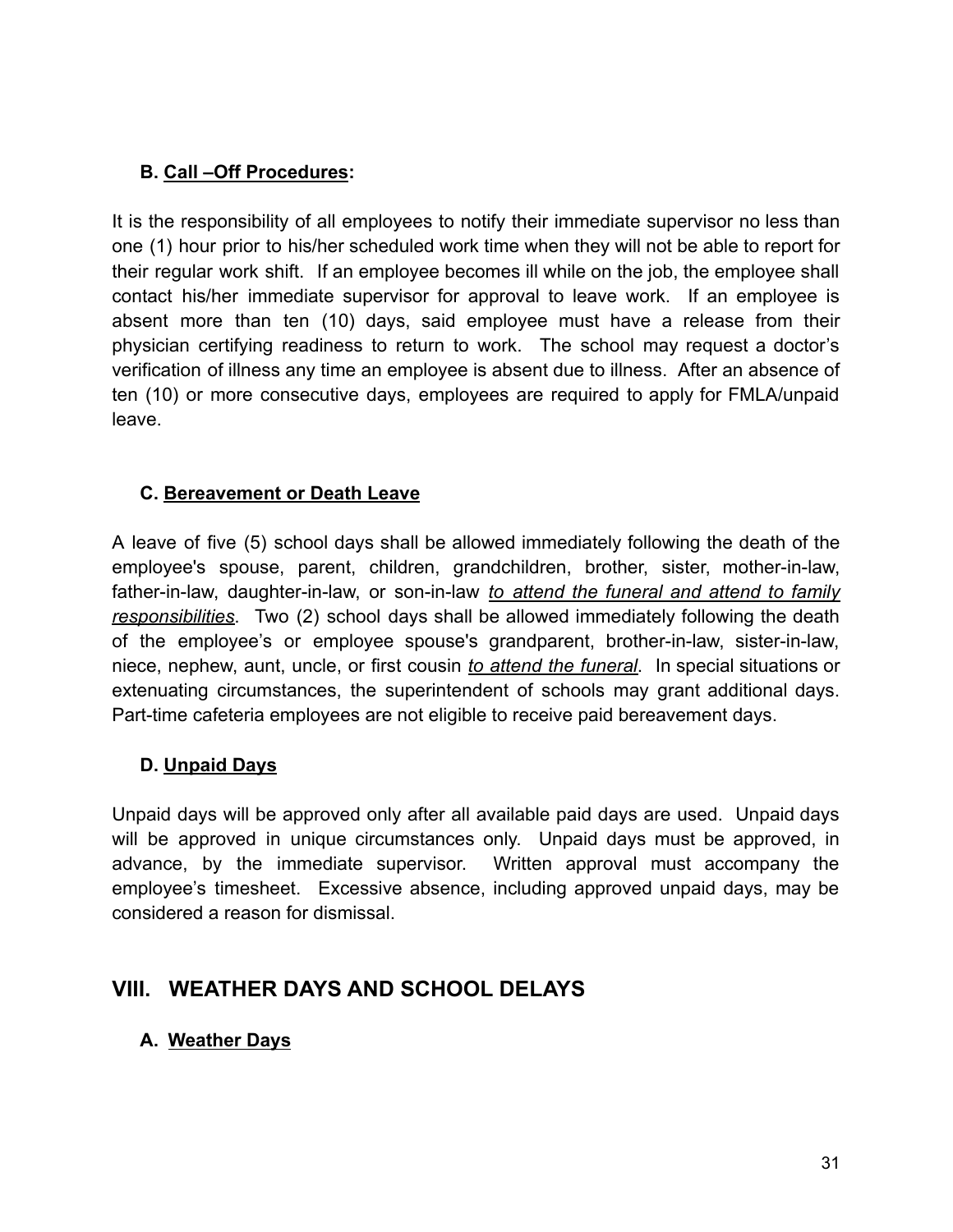### B. Call –Off Procedures:

It is the responsibility of all employees to notify their immediate supervisor no less than one (1) hour prior to his/her scheduled work time when they will not be able to report for their regular work shift. If an employee becomes ill while on the job, the employee shall contact his/her immediate supervisor for approval to leave work. If an employee is absent more than ten (10) days, said employee must have a release from their physician certifying readiness to return to work. The school may request a doctor's verification of illness any time an employee is absent due to illness. After an absence of ten (10) or more consecutive days, employees are required to apply for FMLA/unpaid leave.

### C. Bereavement or Death Leave

A leave of five (5) school days shall be allowed immediately following the death of the employee's spouse, parent, children, grandchildren, brother, sister, mother-in-law, father-in-law, daughter-in-law, or son-in-law *to attend the funeral and attend to family responsibilities*. Two (2) school days shall be allowed immediately following the death of the employee's or employee spouse's grandparent, brother-in-law, sister-in-law, niece, nephew, aunt, uncle, or first cousin *to attend the funeral*. In special situations or extenuating circumstances, the superintendent of schools may grant additional days. Part-time cafeteria employees are not eligible to receive paid bereavement days.

### D. Unpaid Days

Unpaid days will be approved only after all available paid days are used. Unpaid days will be approved in unique circumstances only. Unpaid days must be approved, in advance, by the immediate supervisor. Written approval must accompany the employee's timesheet. Excessive absence, including approved unpaid days, may be considered a reason for dismissal.

## VIII. WEATHER DAYS AND SCHOOL DELAYS

### A. Weather Days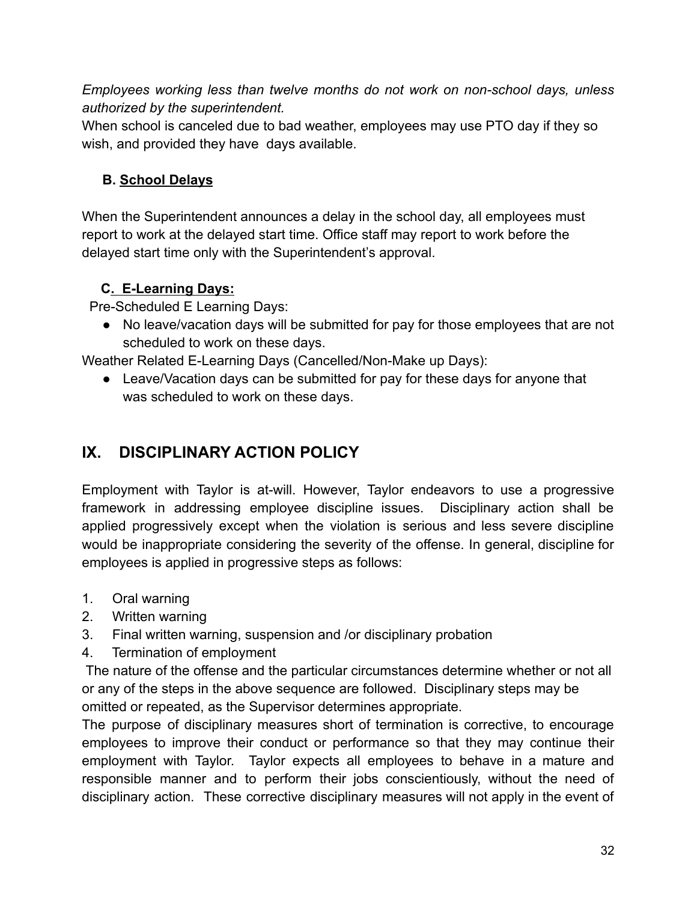*Employees working less than twelve months do not work on non-school days, unless authorized by the superintendent.*

When school is canceled due to bad weather, employees may use PTO day if they so wish, and provided they have days available.

### B. School Delays

When the Superintendent announces a delay in the school day, all employees must report to work at the delayed start time. Office staff may report to work before the delayed start time only with the Superintendent's approval.

### C. E-Learning Days:

Pre-Scheduled E Learning Days:

- No leave/vacation days will be submitted for pay for those employees that are not scheduled to work on these days.

Weather Related E-Learning Days (Cancelled/Non-Make up Days):

- Leave/Vacation days can be submitted for pay for these days for anyone that was scheduled to work on these days.

## IX. DISCIPLINARY ACTION POLICY

Employment with Taylor is at-will. However, Taylor endeavors to use a progressive framework in addressing employee discipline issues. Disciplinary action shall be applied progressively except when the violation is serious and less severe discipline would be inappropriate considering the severity of the offense. In general, discipline for employees is applied in progressive steps as follows:

1. Oral warning
2. Written warning
3. Final written warning, suspension and /or disciplinary probation
4. Termination of employment

The nature of the offense and the particular circumstances determine whether or not all or any of the steps in the above sequence are followed. Disciplinary steps may be omitted or repeated, as the Supervisor determines appropriate.

The purpose of disciplinary measures short of termination is corrective, to encourage employees to improve their conduct or performance so that they may continue their employment with Taylor. Taylor expects all employees to behave in a mature and responsible manner and to perform their jobs conscientiously, without the need of disciplinary action. These corrective disciplinary measures will not apply in the event of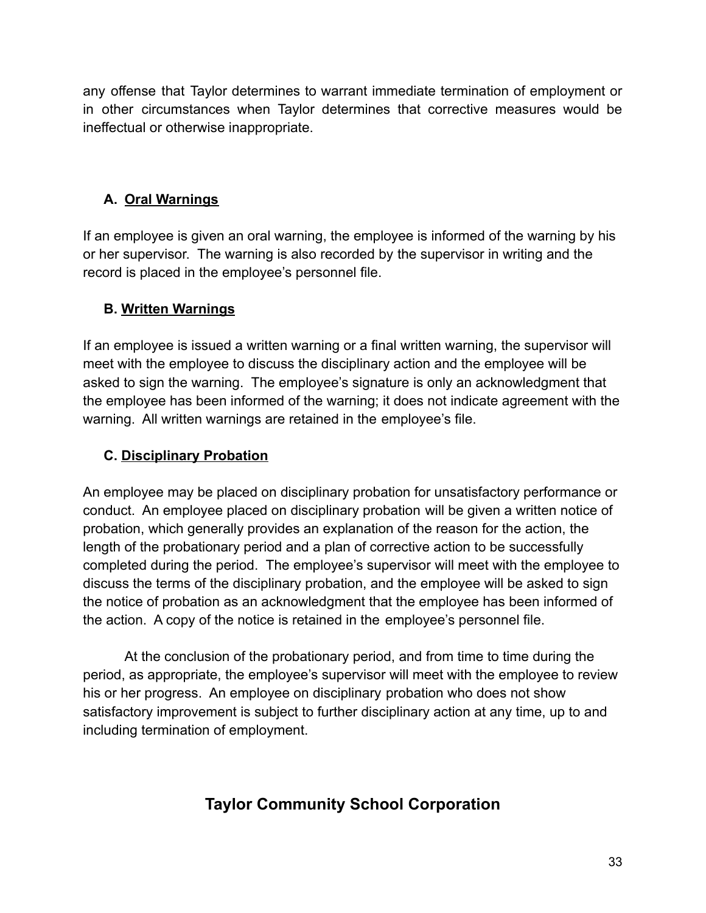any offense that Taylor determines to warrant immediate termination of employment or in other circumstances when Taylor determines that corrective measures would be ineffectual or otherwise inappropriate.

### A. Oral Warnings

If an employee is given an oral warning, the employee is informed of the warning by his or her supervisor. The warning is also recorded by the supervisor in writing and the record is placed in the employee's personnel file.

### B. Written Warnings

If an employee is issued a written warning or a final written warning, the supervisor will meet with the employee to discuss the disciplinary action and the employee will be asked to sign the warning. The employee's signature is only an acknowledgment that the employee has been informed of the warning; it does not indicate agreement with the warning. All written warnings are retained in the employee's file.

### C. Disciplinary Probation

An employee may be placed on disciplinary probation for unsatisfactory performance or conduct. An employee placed on disciplinary probation will be given a written notice of probation, which generally provides an explanation of the reason for the action, the length of the probationary period and a plan of corrective action to be successfully completed during the period. The employee's supervisor will meet with the employee to discuss the terms of the disciplinary probation, and the employee will be asked to sign the notice of probation as an acknowledgment that the employee has been informed of the action. A copy of the notice is retained in the employee's personnel file.

At the conclusion of the probationary period, and from time to time during the period, as appropriate, the employee's supervisor will meet with the employee to review his or her progress. An employee on disciplinary probation who does not show satisfactory improvement is subject to further disciplinary action at any time, up to and including termination of employment.

## Taylor Community School Corporation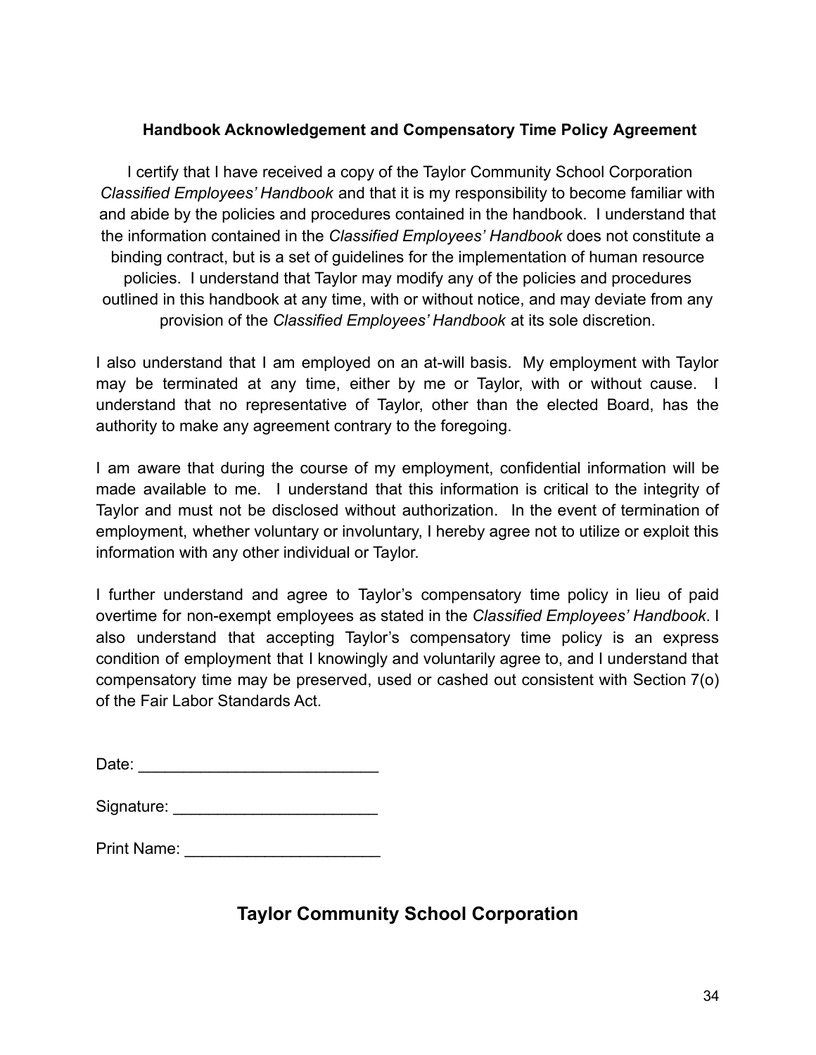### Handbook Acknowledgement and Compensatory Time Policy Agreement

I certify that I have received a copy of the Taylor Community School Corporation *Classified Employees' Handbook* and that it is my responsibility to become familiar with and abide by the policies and procedures contained in the handbook. I understand that the information contained in the *Classified Employees' Handbook* does not constitute a binding contract, but is a set of guidelines for the implementation of human resource policies. I understand that Taylor may modify any of the policies and procedures outlined in this handbook at any time, with or without notice, and may deviate from any provision of the *Classified Employees' Handbook* at its sole discretion.

I also understand that I am employed on an at-will basis. My employment with Taylor may be terminated at any time, either by me or Taylor, with or without cause. I understand that no representative of Taylor, other than the elected Board, has the authority to make any agreement contrary to the foregoing.

I am aware that during the course of my employment, confidential information will be made available to me. I understand that this information is critical to the integrity of Taylor and must not be disclosed without authorization. In the event of termination of employment, whether voluntary or involuntary, I hereby agree not to utilize or exploit this information with any other individual or Taylor.

I further understand and agree to Taylor's compensatory time policy in lieu of paid overtime for non-exempt employees as stated in the *Classified Employees' Handbook*. I also understand that accepting Taylor's compensatory time policy is an express condition of employment that I knowingly and voluntarily agree to, and I understand that compensatory time may be preserved, used or cashed out consistent with Section 7(o) of the Fair Labor Standards Act.

Date: ___________________________

Signature: _______________________

Print Name: ______________________

## Taylor Community School Corporation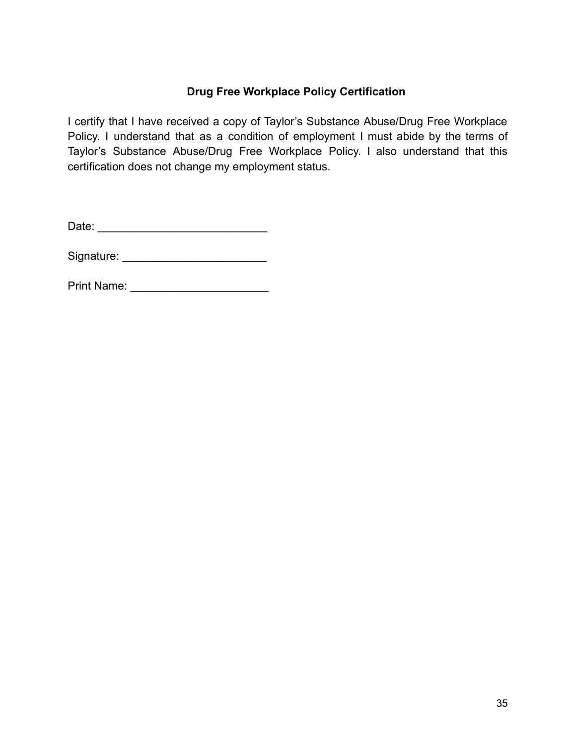**Drug Free Workplace Policy Certification**

I certify that I have received a copy of Taylor's Substance Abuse/Drug Free Workplace Policy. I understand that as a condition of employment I must abide by the terms of Taylor's Substance Abuse/Drug Free Workplace Policy. I also understand that this certification does not change my employment status.

Date: ___________________________

Signature: _______________________

Print Name: ______________________